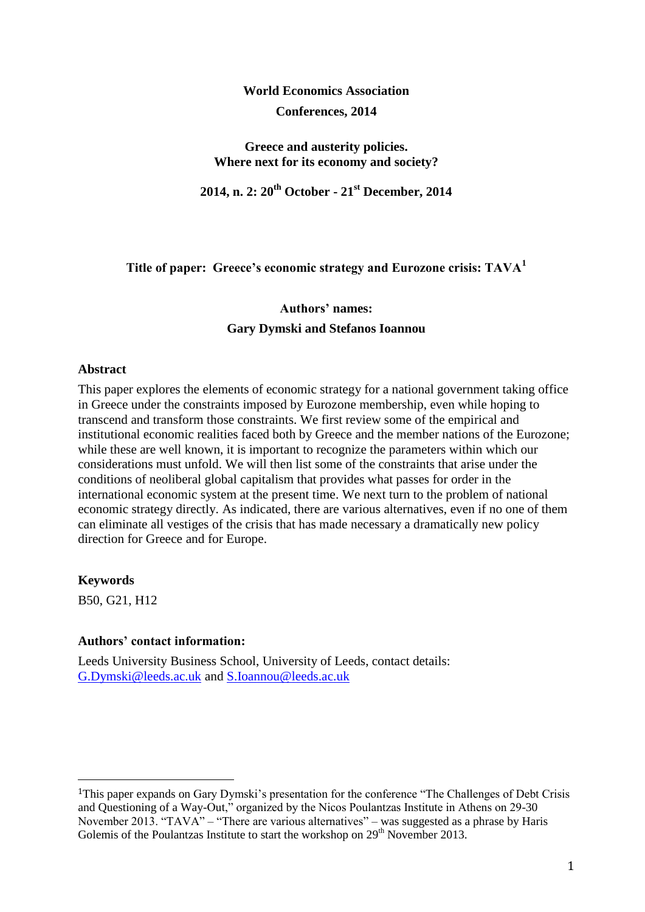**World Economics Association**

**Conferences, 2014**

**Greece and austerity policies.**
**Where next for its economy and society?**

**2014, n. 2: 20th October - 21st December, 2014**

**Title of paper: Greece's economic strategy and Eurozone crisis: TAVA[1]**

**Authors' names:**

**Gary Dymski and Stefanos Ioannou**

## Abstract

This paper explores the elements of economic strategy for a national government taking office in Greece under the constraints imposed by Eurozone membership, even while hoping to transcend and transform those constraints. We first review some of the empirical and institutional economic realities faced both by Greece and the member nations of the Eurozone; while these are well known, it is important to recognize the parameters within which our considerations must unfold. We will then list some of the constraints that arise under the conditions of neoliberal global capitalism that provides what passes for order in the international economic system at the present time. We next turn to the problem of national economic strategy directly. As indicated, there are various alternatives, even if no one of them can eliminate all vestiges of the crisis that has made necessary a dramatically new policy direction for Greece and for Europe.

## Keywords

B50, G21, H12

## Authors' contact information:

Leeds University Business School, University of Leeds, contact details: G.Dymski@leeds.ac.uk and S.Ioannou@leeds.ac.uk

---

[1]This paper expands on Gary Dymski's presentation for the conference "The Challenges of Debt Crisis and Questioning of a Way-Out," organized by the Nicos Poulantzas Institute in Athens on 29-30 November 2013. "TAVA" – "There are various alternatives" – was suggested as a phrase by Haris Golemis of the Poulantzas Institute to start the workshop on 29th November 2013.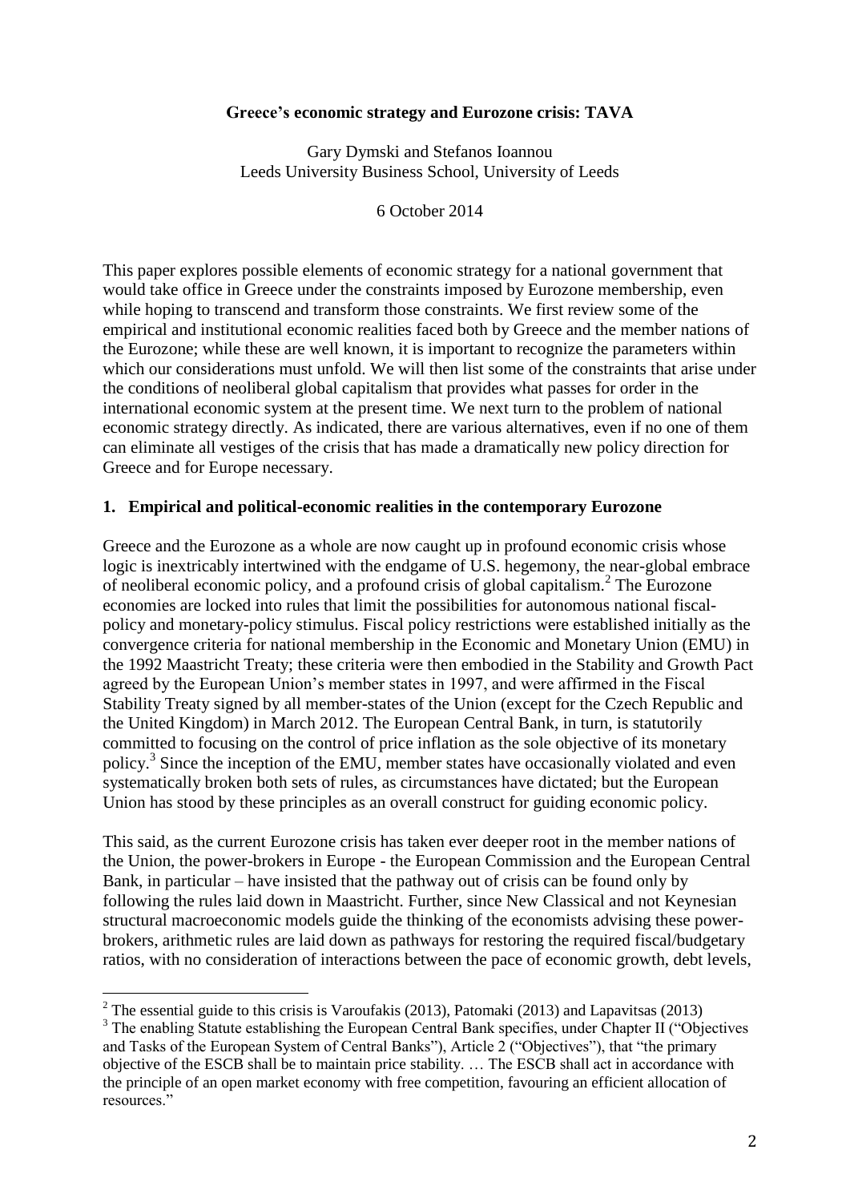**Greece's economic strategy and Eurozone crisis: TAVA**

Gary Dymski and Stefanos Ioannou
Leeds University Business School, University of Leeds

6 October 2014

This paper explores possible elements of economic strategy for a national government that would take office in Greece under the constraints imposed by Eurozone membership, even while hoping to transcend and transform those constraints. We first review some of the empirical and institutional economic realities faced both by Greece and the member nations of the Eurozone; while these are well known, it is important to recognize the parameters within which our considerations must unfold. We will then list some of the constraints that arise under the conditions of neoliberal global capitalism that provides what passes for order in the international economic system at the present time. We next turn to the problem of national economic strategy directly. As indicated, there are various alternatives, even if no one of them can eliminate all vestiges of the crisis that has made a dramatically new policy direction for Greece and for Europe necessary.

## 1. Empirical and political-economic realities in the contemporary Eurozone

Greece and the Eurozone as a whole are now caught up in profound economic crisis whose logic is inextricably intertwined with the endgame of U.S. hegemony, the near-global embrace of neoliberal economic policy, and a profound crisis of global capitalism.[2] The Eurozone economies are locked into rules that limit the possibilities for autonomous national fiscal-policy and monetary-policy stimulus. Fiscal policy restrictions were established initially as the convergence criteria for national membership in the Economic and Monetary Union (EMU) in the 1992 Maastricht Treaty; these criteria were then embodied in the Stability and Growth Pact agreed by the European Union's member states in 1997, and were affirmed in the Fiscal Stability Treaty signed by all member-states of the Union (except for the Czech Republic and the United Kingdom) in March 2012. The European Central Bank, in turn, is statutorily committed to focusing on the control of price inflation as the sole objective of its monetary policy.[3] Since the inception of the EMU, member states have occasionally violated and even systematically broken both sets of rules, as circumstances have dictated; but the European Union has stood by these principles as an overall construct for guiding economic policy.

This said, as the current Eurozone crisis has taken ever deeper root in the member nations of the Union, the power-brokers in Europe - the European Commission and the European Central Bank, in particular – have insisted that the pathway out of crisis can be found only by following the rules laid down in Maastricht. Further, since New Classical and not Keynesian structural macroeconomic models guide the thinking of the economists advising these power-brokers, arithmetic rules are laid down as pathways for restoring the required fiscal/budgetary ratios, with no consideration of interactions between the pace of economic growth, debt levels,

[2] The essential guide to this crisis is Varoufakis (2013), Patomaki (2013) and Lapavitsas (2013)

[3] The enabling Statute establishing the European Central Bank specifies, under Chapter II ("Objectives and Tasks of the European System of Central Banks"), Article 2 ("Objectives"), that "the primary objective of the ESCB shall be to maintain price stability. … The ESCB shall act in accordance with the principle of an open market economy with free competition, favouring an efficient allocation of resources."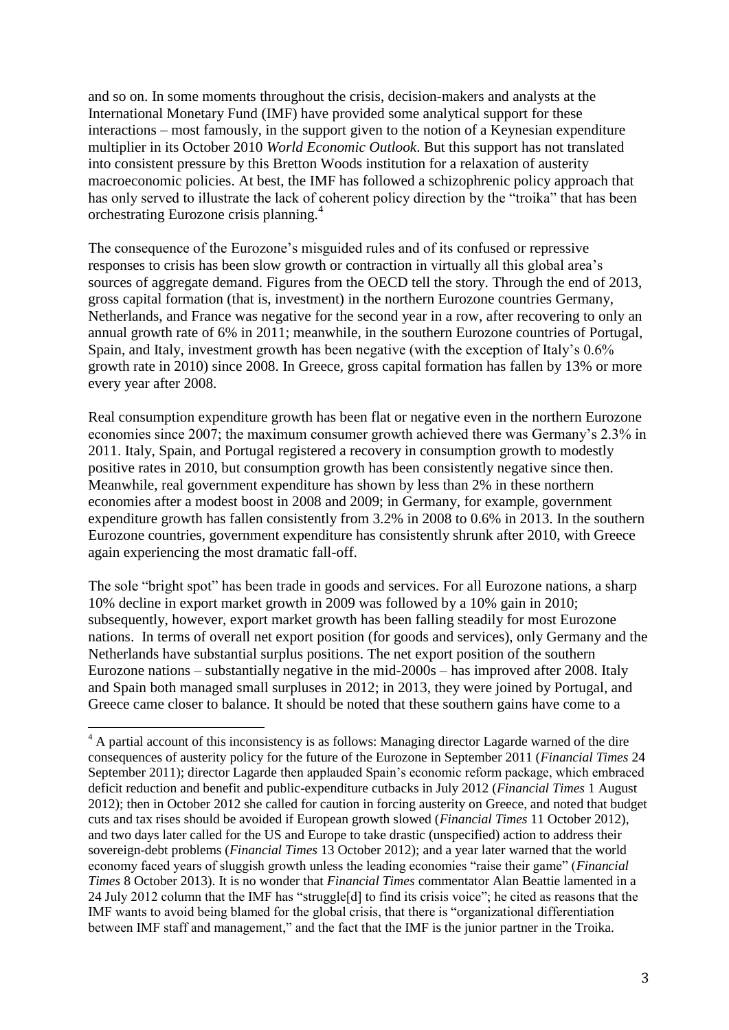and so on. In some moments throughout the crisis, decision-makers and analysts at the International Monetary Fund (IMF) have provided some analytical support for these interactions – most famously, in the support given to the notion of a Keynesian expenditure multiplier in its October 2010 *World Economic Outlook*. But this support has not translated into consistent pressure by this Bretton Woods institution for a relaxation of austerity macroeconomic policies. At best, the IMF has followed a schizophrenic policy approach that has only served to illustrate the lack of coherent policy direction by the "troika" that has been orchestrating Eurozone crisis planning.[4]

The consequence of the Eurozone's misguided rules and of its confused or repressive responses to crisis has been slow growth or contraction in virtually all this global area's sources of aggregate demand. Figures from the OECD tell the story. Through the end of 2013, gross capital formation (that is, investment) in the northern Eurozone countries Germany, Netherlands, and France was negative for the second year in a row, after recovering to only an annual growth rate of 6% in 2011; meanwhile, in the southern Eurozone countries of Portugal, Spain, and Italy, investment growth has been negative (with the exception of Italy's 0.6% growth rate in 2010) since 2008. In Greece, gross capital formation has fallen by 13% or more every year after 2008.

Real consumption expenditure growth has been flat or negative even in the northern Eurozone economies since 2007; the maximum consumer growth achieved there was Germany's 2.3% in 2011. Italy, Spain, and Portugal registered a recovery in consumption growth to modestly positive rates in 2010, but consumption growth has been consistently negative since then. Meanwhile, real government expenditure has shown by less than 2% in these northern economies after a modest boost in 2008 and 2009; in Germany, for example, government expenditure growth has fallen consistently from 3.2% in 2008 to 0.6% in 2013. In the southern Eurozone countries, government expenditure has consistently shrunk after 2010, with Greece again experiencing the most dramatic fall-off.

The sole "bright spot" has been trade in goods and services. For all Eurozone nations, a sharp 10% decline in export market growth in 2009 was followed by a 10% gain in 2010; subsequently, however, export market growth has been falling steadily for most Eurozone nations. In terms of overall net export position (for goods and services), only Germany and the Netherlands have substantial surplus positions. The net export position of the southern Eurozone nations – substantially negative in the mid-2000s – has improved after 2008. Italy and Spain both managed small surpluses in 2012; in 2013, they were joined by Portugal, and Greece came closer to balance. It should be noted that these southern gains have come to a

---

[4] A partial account of this inconsistency is as follows: Managing director Lagarde warned of the dire consequences of austerity policy for the future of the Eurozone in September 2011 (*Financial Times* 24 September 2011); director Lagarde then applauded Spain's economic reform package, which embraced deficit reduction and benefit and public-expenditure cutbacks in July 2012 (*Financial Times* 1 August 2012); then in October 2012 she called for caution in forcing austerity on Greece, and noted that budget cuts and tax rises should be avoided if European growth slowed (*Financial Times* 11 October 2012), and two days later called for the US and Europe to take drastic (unspecified) action to address their sovereign-debt problems (*Financial Times* 13 October 2012); and a year later warned that the world economy faced years of sluggish growth unless the leading economies "raise their game" (*Financial Times* 8 October 2013). It is no wonder that *Financial Times* commentator Alan Beattie lamented in a 24 July 2012 column that the IMF has "struggle[d] to find its crisis voice"; he cited as reasons that the IMF wants to avoid being blamed for the global crisis, that there is "organizational differentiation between IMF staff and management," and the fact that the IMF is the junior partner in the Troika.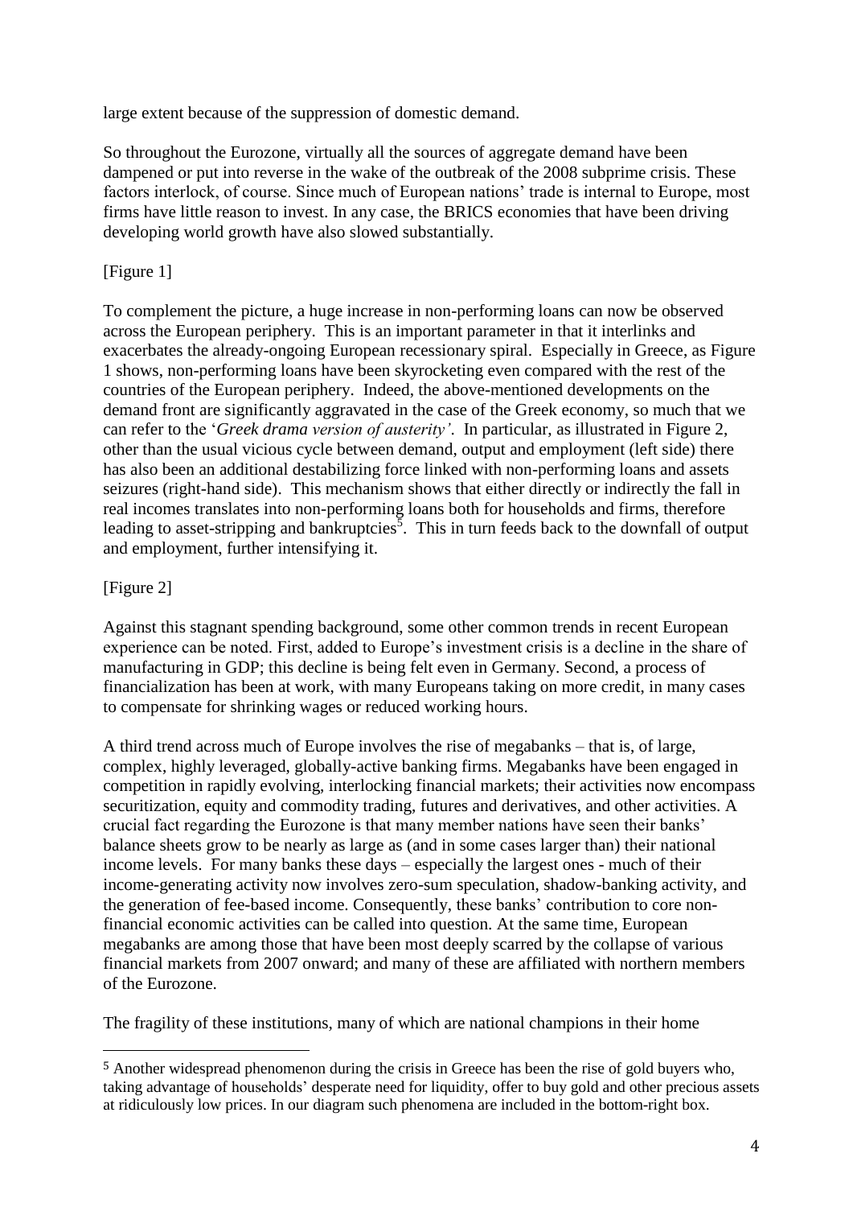large extent because of the suppression of domestic demand.

So throughout the Eurozone, virtually all the sources of aggregate demand have been dampened or put into reverse in the wake of the outbreak of the 2008 subprime crisis. These factors interlock, of course. Since much of European nations' trade is internal to Europe, most firms have little reason to invest. In any case, the BRICS economies that have been driving developing world growth have also slowed substantially.

[Figure 1]

To complement the picture, a huge increase in non-performing loans can now be observed across the European periphery. This is an important parameter in that it interlinks and exacerbates the already-ongoing European recessionary spiral. Especially in Greece, as Figure 1 shows, non-performing loans have been skyrocketing even compared with the rest of the countries of the European periphery. Indeed, the above-mentioned developments on the demand front are significantly aggravated in the case of the Greek economy, so much that we can refer to the '*Greek drama version of austerity'*. In particular, as illustrated in Figure 2, other than the usual vicious cycle between demand, output and employment (left side) there has also been an additional destabilizing force linked with non-performing loans and assets seizures (right-hand side). This mechanism shows that either directly or indirectly the fall in real incomes translates into non-performing loans both for households and firms, therefore leading to asset-stripping and bankruptcies[5]. This in turn feeds back to the downfall of output and employment, further intensifying it.

[Figure 2]

Against this stagnant spending background, some other common trends in recent European experience can be noted. First, added to Europe's investment crisis is a decline in the share of manufacturing in GDP; this decline is being felt even in Germany. Second, a process of financialization has been at work, with many Europeans taking on more credit, in many cases to compensate for shrinking wages or reduced working hours.

A third trend across much of Europe involves the rise of megabanks – that is, of large, complex, highly leveraged, globally-active banking firms. Megabanks have been engaged in competition in rapidly evolving, interlocking financial markets; their activities now encompass securitization, equity and commodity trading, futures and derivatives, and other activities. A crucial fact regarding the Eurozone is that many member nations have seen their banks' balance sheets grow to be nearly as large as (and in some cases larger than) their national income levels. For many banks these days – especially the largest ones - much of their income-generating activity now involves zero-sum speculation, shadow-banking activity, and the generation of fee-based income. Consequently, these banks' contribution to core non-financial economic activities can be called into question. At the same time, European megabanks are among those that have been most deeply scarred by the collapse of various financial markets from 2007 onward; and many of these are affiliated with northern members of the Eurozone.

The fragility of these institutions, many of which are national champions in their home

[5] Another widespread phenomenon during the crisis in Greece has been the rise of gold buyers who, taking advantage of households' desperate need for liquidity, offer to buy gold and other precious assets at ridiculously low prices. In our diagram such phenomena are included in the bottom-right box.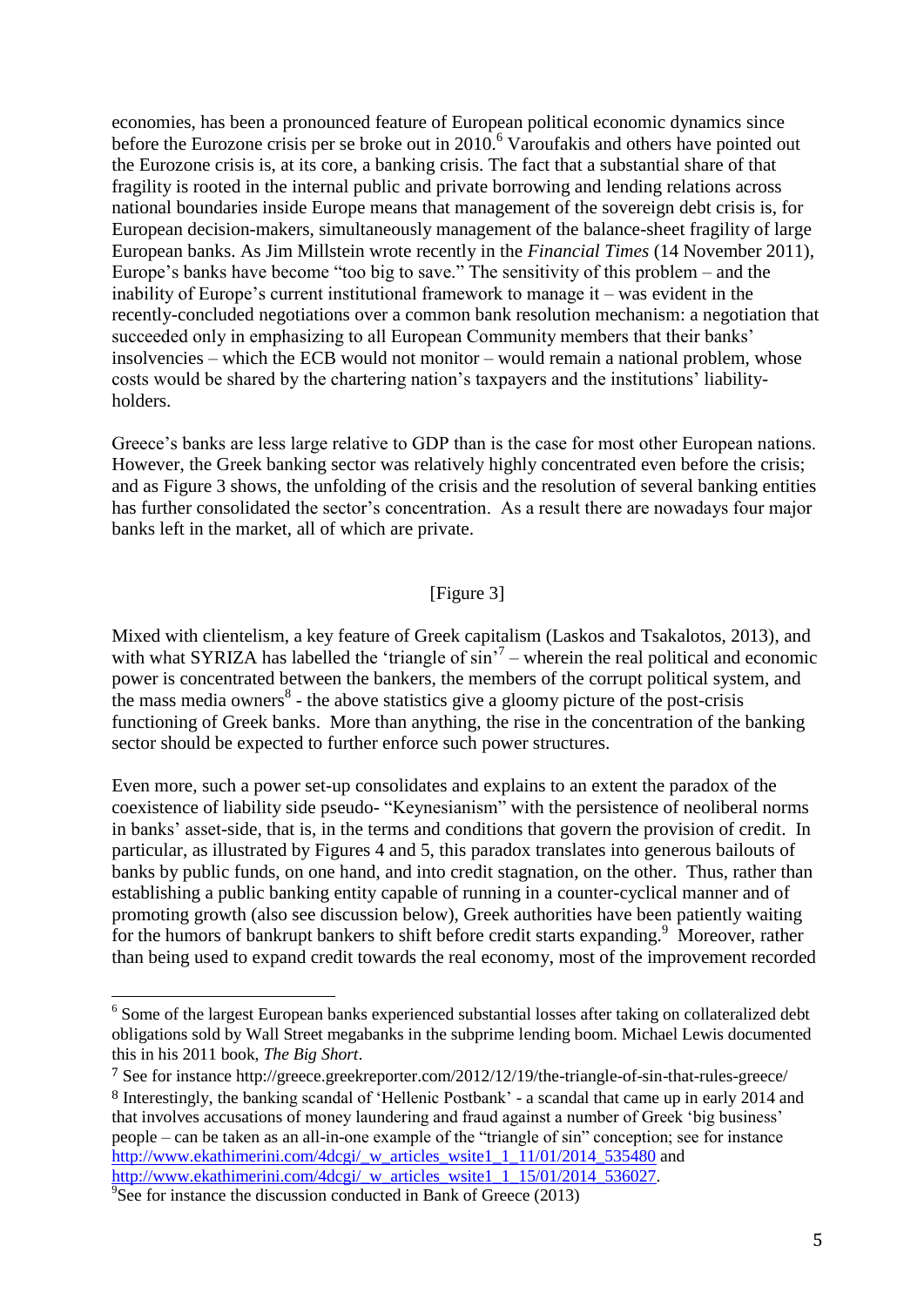economies, has been a pronounced feature of European political economic dynamics since before the Eurozone crisis per se broke out in 2010.[6] Varoufakis and others have pointed out the Eurozone crisis is, at its core, a banking crisis. The fact that a substantial share of that fragility is rooted in the internal public and private borrowing and lending relations across national boundaries inside Europe means that management of the sovereign debt crisis is, for European decision-makers, simultaneously management of the balance-sheet fragility of large European banks. As Jim Millstein wrote recently in the *Financial Times* (14 November 2011), Europe's banks have become "too big to save." The sensitivity of this problem – and the inability of Europe's current institutional framework to manage it – was evident in the recently-concluded negotiations over a common bank resolution mechanism: a negotiation that succeeded only in emphasizing to all European Community members that their banks' insolvencies – which the ECB would not monitor – would remain a national problem, whose costs would be shared by the chartering nation's taxpayers and the institutions' liability-holders.

Greece's banks are less large relative to GDP than is the case for most other European nations. However, the Greek banking sector was relatively highly concentrated even before the crisis; and as Figure 3 shows, the unfolding of the crisis and the resolution of several banking entities has further consolidated the sector's concentration. As a result there are nowadays four major banks left in the market, all of which are private.

[Figure 3]

Mixed with clientelism, a key feature of Greek capitalism (Laskos and Tsakalotos, 2013), and with what SYRIZA has labelled the 'triangle of sin'[7] – wherein the real political and economic power is concentrated between the bankers, the members of the corrupt political system, and the mass media owners[8] - the above statistics give a gloomy picture of the post-crisis functioning of Greek banks. More than anything, the rise in the concentration of the banking sector should be expected to further enforce such power structures.

Even more, such a power set-up consolidates and explains to an extent the paradox of the coexistence of liability side pseudo- "Keynesianism" with the persistence of neoliberal norms in banks' asset-side, that is, in the terms and conditions that govern the provision of credit. In particular, as illustrated by Figures 4 and 5, this paradox translates into generous bailouts of banks by public funds, on one hand, and into credit stagnation, on the other. Thus, rather than establishing a public banking entity capable of running in a counter-cyclical manner and of promoting growth (also see discussion below), Greek authorities have been patiently waiting for the humors of bankrupt bankers to shift before credit starts expanding.[9] Moreover, rather than being used to expand credit towards the real economy, most of the improvement recorded

---

[6] Some of the largest European banks experienced substantial losses after taking on collateralized debt obligations sold by Wall Street megabanks in the subprime lending boom. Michael Lewis documented this in his 2011 book, *The Big Short*.

[7] See for instance http://greece.greekreporter.com/2012/12/19/the-triangle-of-sin-that-rules-greece/

[8] Interestingly, the banking scandal of 'Hellenic Postbank' - a scandal that came up in early 2014 and that involves accusations of money laundering and fraud against a number of Greek 'big business' people – can be taken as an all-in-one example of the "triangle of sin" conception; see for instance http://www.ekathimerini.com/4dcgi/_w_articles_wsite1_1_11/01/2014_535480 and http://www.ekathimerini.com/4dcgi/_w_articles_wsite1_1_15/01/2014_536027.

[9] See for instance the discussion conducted in Bank of Greece (2013)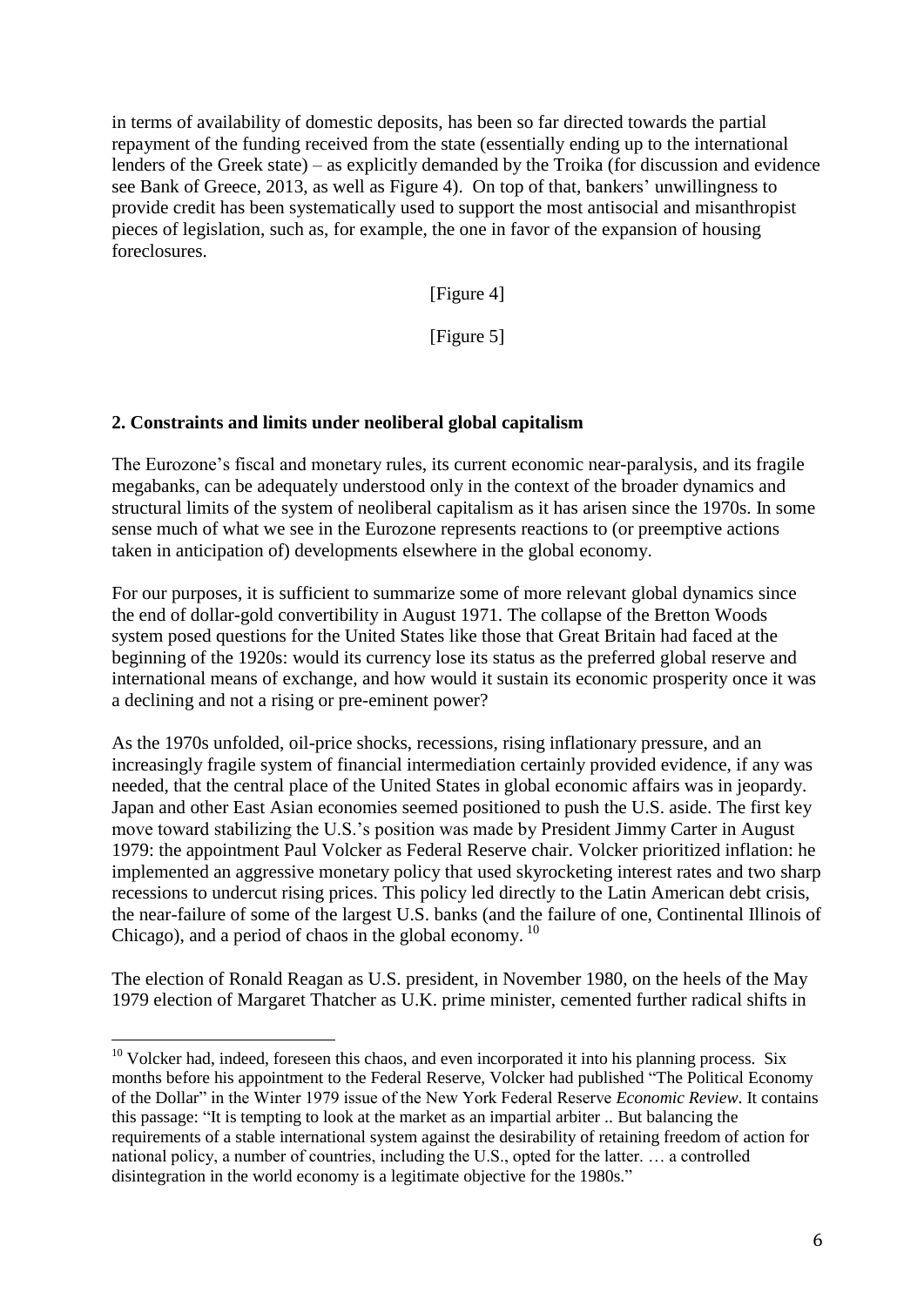in terms of availability of domestic deposits, has been so far directed towards the partial repayment of the funding received from the state (essentially ending up to the international lenders of the Greek state) – as explicitly demanded by the Troika (for discussion and evidence see Bank of Greece, 2013, as well as Figure 4). On top of that, bankers' unwillingness to provide credit has been systematically used to support the most antisocial and misanthropist pieces of legislation, such as, for example, the one in favor of the expansion of housing foreclosures.

[Figure 4]

[Figure 5]

## 2. Constraints and limits under neoliberal global capitalism

The Eurozone's fiscal and monetary rules, its current economic near-paralysis, and its fragile megabanks, can be adequately understood only in the context of the broader dynamics and structural limits of the system of neoliberal capitalism as it has arisen since the 1970s. In some sense much of what we see in the Eurozone represents reactions to (or preemptive actions taken in anticipation of) developments elsewhere in the global economy.

For our purposes, it is sufficient to summarize some of more relevant global dynamics since the end of dollar-gold convertibility in August 1971. The collapse of the Bretton Woods system posed questions for the United States like those that Great Britain had faced at the beginning of the 1920s: would its currency lose its status as the preferred global reserve and international means of exchange, and how would it sustain its economic prosperity once it was a declining and not a rising or pre-eminent power?

As the 1970s unfolded, oil-price shocks, recessions, rising inflationary pressure, and an increasingly fragile system of financial intermediation certainly provided evidence, if any was needed, that the central place of the United States in global economic affairs was in jeopardy. Japan and other East Asian economies seemed positioned to push the U.S. aside. The first key move toward stabilizing the U.S.'s position was made by President Jimmy Carter in August 1979: the appointment Paul Volcker as Federal Reserve chair. Volcker prioritized inflation: he implemented an aggressive monetary policy that used skyrocketing interest rates and two sharp recessions to undercut rising prices. This policy led directly to the Latin American debt crisis, the near-failure of some of the largest U.S. banks (and the failure of one, Continental Illinois of Chicago), and a period of chaos in the global economy. [10]

The election of Ronald Reagan as U.S. president, in November 1980, on the heels of the May 1979 election of Margaret Thatcher as U.K. prime minister, cemented further radical shifts in

---

[10] Volcker had, indeed, foreseen this chaos, and even incorporated it into his planning process. Six months before his appointment to the Federal Reserve, Volcker had published "The Political Economy of the Dollar" in the Winter 1979 issue of the New York Federal Reserve *Economic Review*. It contains this passage: "It is tempting to look at the market as an impartial arbiter .. But balancing the requirements of a stable international system against the desirability of retaining freedom of action for national policy, a number of countries, including the U.S., opted for the latter. … a controlled disintegration in the world economy is a legitimate objective for the 1980s."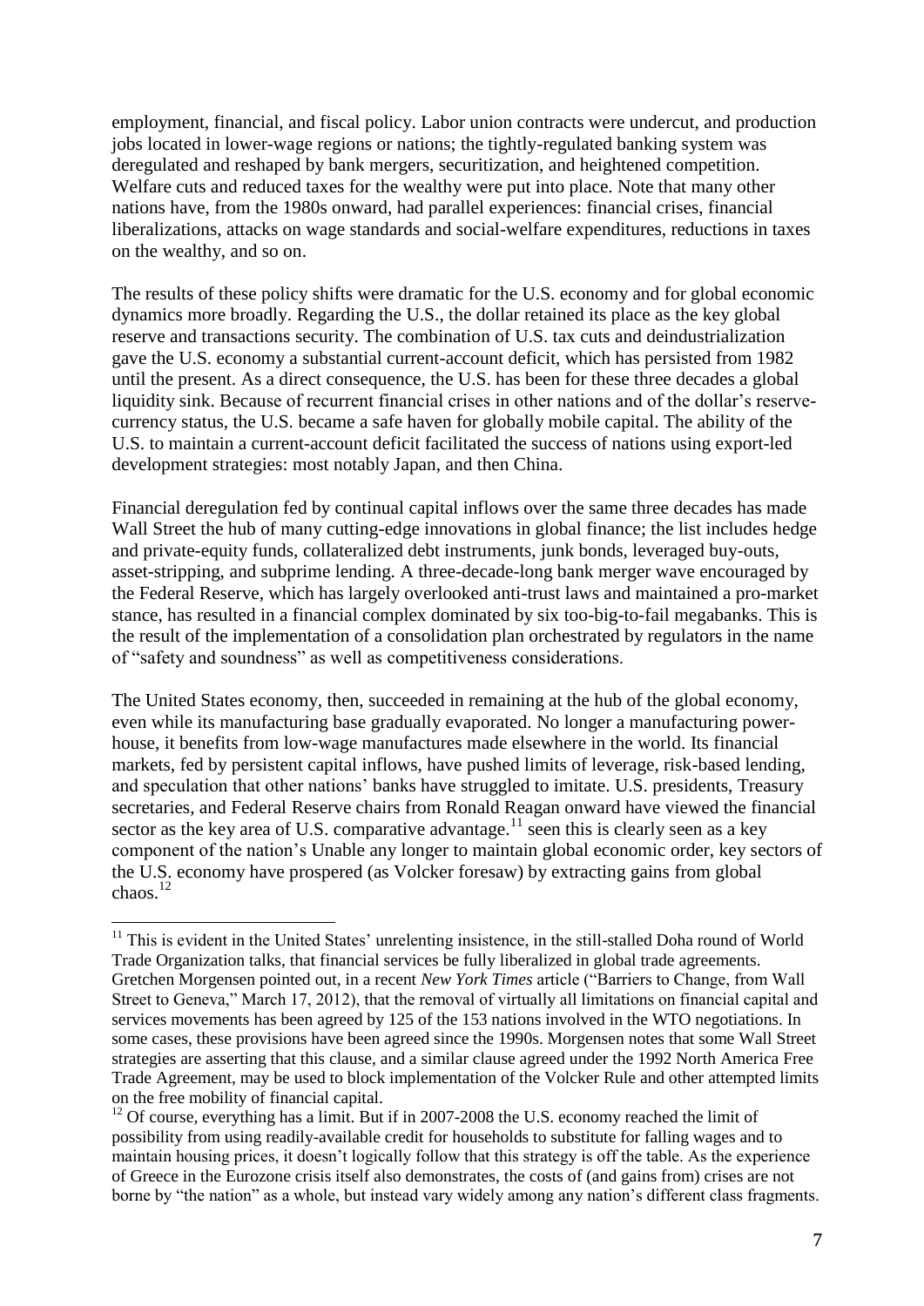employment, financial, and fiscal policy. Labor union contracts were undercut, and production jobs located in lower-wage regions or nations; the tightly-regulated banking system was deregulated and reshaped by bank mergers, securitization, and heightened competition. Welfare cuts and reduced taxes for the wealthy were put into place. Note that many other nations have, from the 1980s onward, had parallel experiences: financial crises, financial liberalizations, attacks on wage standards and social-welfare expenditures, reductions in taxes on the wealthy, and so on.

The results of these policy shifts were dramatic for the U.S. economy and for global economic dynamics more broadly. Regarding the U.S., the dollar retained its place as the key global reserve and transactions security. The combination of U.S. tax cuts and deindustrialization gave the U.S. economy a substantial current-account deficit, which has persisted from 1982 until the present. As a direct consequence, the U.S. has been for these three decades a global liquidity sink. Because of recurrent financial crises in other nations and of the dollar's reserve-currency status, the U.S. became a safe haven for globally mobile capital. The ability of the U.S. to maintain a current-account deficit facilitated the success of nations using export-led development strategies: most notably Japan, and then China.

Financial deregulation fed by continual capital inflows over the same three decades has made Wall Street the hub of many cutting-edge innovations in global finance; the list includes hedge and private-equity funds, collateralized debt instruments, junk bonds, leveraged buy-outs, asset-stripping, and subprime lending. A three-decade-long bank merger wave encouraged by the Federal Reserve, which has largely overlooked anti-trust laws and maintained a pro-market stance, has resulted in a financial complex dominated by six too-big-to-fail megabanks. This is the result of the implementation of a consolidation plan orchestrated by regulators in the name of "safety and soundness" as well as competitiveness considerations.

The United States economy, then, succeeded in remaining at the hub of the global economy, even while its manufacturing base gradually evaporated. No longer a manufacturing power-house, it benefits from low-wage manufactures made elsewhere in the world. Its financial markets, fed by persistent capital inflows, have pushed limits of leverage, risk-based lending, and speculation that other nations' banks have struggled to imitate. U.S. presidents, Treasury secretaries, and Federal Reserve chairs from Ronald Reagan onward have viewed the financial sector as the key area of U.S. comparative advantage.[11] seen this is clearly seen as a key component of the nation's Unable any longer to maintain global economic order, key sectors of the U.S. economy have prospered (as Volcker foresaw) by extracting gains from global chaos.[12]

[11] This is evident in the United States' unrelenting insistence, in the still-stalled Doha round of World Trade Organization talks, that financial services be fully liberalized in global trade agreements. Gretchen Morgensen pointed out, in a recent *New York Times* article ("Barriers to Change, from Wall Street to Geneva," March 17, 2012), that the removal of virtually all limitations on financial capital and services movements has been agreed by 125 of the 153 nations involved in the WTO negotiations. In some cases, these provisions have been agreed since the 1990s. Morgensen notes that some Wall Street strategies are asserting that this clause, and a similar clause agreed under the 1992 North America Free Trade Agreement, may be used to block implementation of the Volcker Rule and other attempted limits on the free mobility of financial capital.

[12] Of course, everything has a limit. But if in 2007-2008 the U.S. economy reached the limit of possibility from using readily-available credit for households to substitute for falling wages and to maintain housing prices, it doesn't logically follow that this strategy is off the table. As the experience of Greece in the Eurozone crisis itself also demonstrates, the costs of (and gains from) crises are not borne by "the nation" as a whole, but instead vary widely among any nation's different class fragments.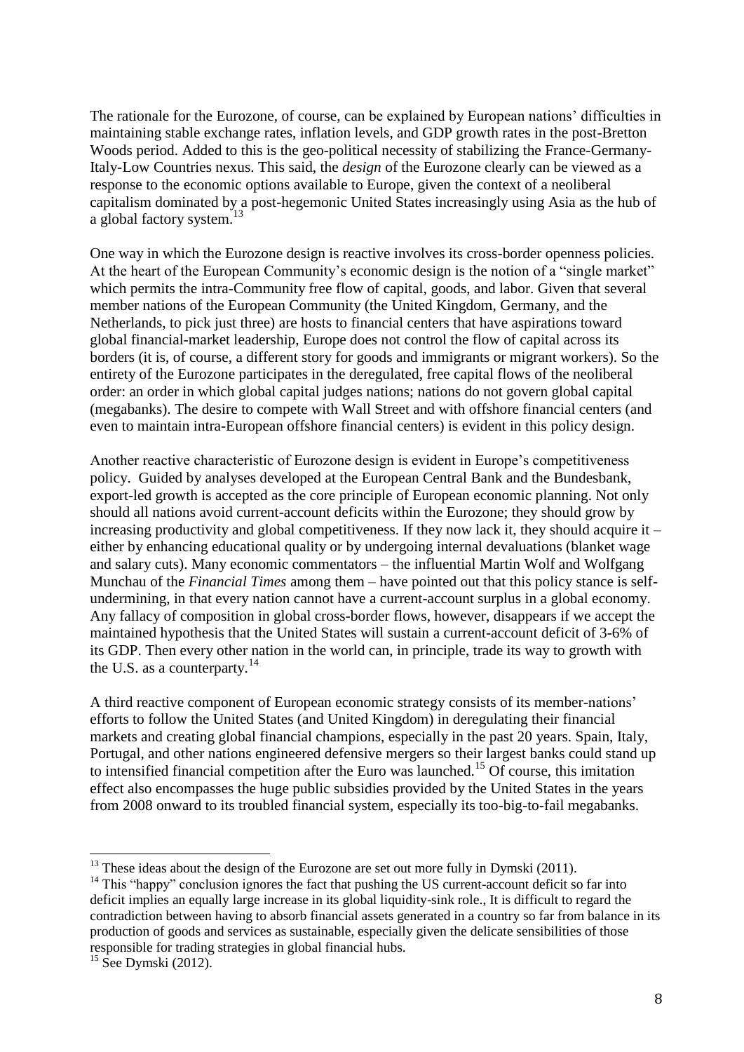The rationale for the Eurozone, of course, can be explained by European nations' difficulties in maintaining stable exchange rates, inflation levels, and GDP growth rates in the post-Bretton Woods period. Added to this is the geo-political necessity of stabilizing the France-Germany-Italy-Low Countries nexus. This said, the *design* of the Eurozone clearly can be viewed as a response to the economic options available to Europe, given the context of a neoliberal capitalism dominated by a post-hegemonic United States increasingly using Asia as the hub of a global factory system.[13]

One way in which the Eurozone design is reactive involves its cross-border openness policies. At the heart of the European Community's economic design is the notion of a "single market" which permits the intra-Community free flow of capital, goods, and labor. Given that several member nations of the European Community (the United Kingdom, Germany, and the Netherlands, to pick just three) are hosts to financial centers that have aspirations toward global financial-market leadership, Europe does not control the flow of capital across its borders (it is, of course, a different story for goods and immigrants or migrant workers). So the entirety of the Eurozone participates in the deregulated, free capital flows of the neoliberal order: an order in which global capital judges nations; nations do not govern global capital (megabanks). The desire to compete with Wall Street and with offshore financial centers (and even to maintain intra-European offshore financial centers) is evident in this policy design.

Another reactive characteristic of Eurozone design is evident in Europe's competitiveness policy. Guided by analyses developed at the European Central Bank and the Bundesbank, export-led growth is accepted as the core principle of European economic planning. Not only should all nations avoid current-account deficits within the Eurozone; they should grow by increasing productivity and global competitiveness. If they now lack it, they should acquire it – either by enhancing educational quality or by undergoing internal devaluations (blanket wage and salary cuts). Many economic commentators – the influential Martin Wolf and Wolfgang Munchau of the *Financial Times* among them – have pointed out that this policy stance is self-undermining, in that every nation cannot have a current-account surplus in a global economy. Any fallacy of composition in global cross-border flows, however, disappears if we accept the maintained hypothesis that the United States will sustain a current-account deficit of 3-6% of its GDP. Then every other nation in the world can, in principle, trade its way to growth with the U.S. as a counterparty.[14]

A third reactive component of European economic strategy consists of its member-nations' efforts to follow the United States (and United Kingdom) in deregulating their financial markets and creating global financial champions, especially in the past 20 years. Spain, Italy, Portugal, and other nations engineered defensive mergers so their largest banks could stand up to intensified financial competition after the Euro was launched.[15] Of course, this imitation effect also encompasses the huge public subsidies provided by the United States in the years from 2008 onward to its troubled financial system, especially its too-big-to-fail megabanks.

---

[13] These ideas about the design of the Eurozone are set out more fully in Dymski (2011).

[14] This "happy" conclusion ignores the fact that pushing the US current-account deficit so far into deficit implies an equally large increase in its global liquidity-sink role., It is difficult to regard the contradiction between having to absorb financial assets generated in a country so far from balance in its production of goods and services as sustainable, especially given the delicate sensibilities of those responsible for trading strategies in global financial hubs.

[15] See Dymski (2012).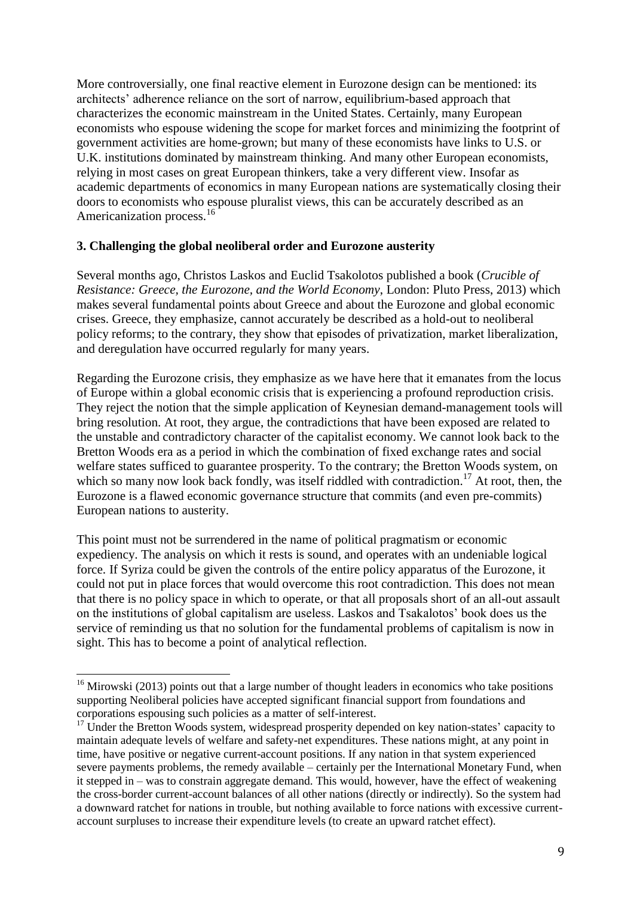More controversially, one final reactive element in Eurozone design can be mentioned: its architects' adherence reliance on the sort of narrow, equilibrium-based approach that characterizes the economic mainstream in the United States. Certainly, many European economists who espouse widening the scope for market forces and minimizing the footprint of government activities are home-grown; but many of these economists have links to U.S. or U.K. institutions dominated by mainstream thinking. And many other European economists, relying in most cases on great European thinkers, take a very different view. Insofar as academic departments of economics in many European nations are systematically closing their doors to economists who espouse pluralist views, this can be accurately described as an Americanization process.[16]

**3. Challenging the global neoliberal order and Eurozone austerity**

Several months ago, Christos Laskos and Euclid Tsakolotos published a book (*Crucible of Resistance: Greece, the Eurozone, and the World Economy*, London: Pluto Press, 2013) which makes several fundamental points about Greece and about the Eurozone and global economic crises. Greece, they emphasize, cannot accurately be described as a hold-out to neoliberal policy reforms; to the contrary, they show that episodes of privatization, market liberalization, and deregulation have occurred regularly for many years.

Regarding the Eurozone crisis, they emphasize as we have here that it emanates from the locus of Europe within a global economic crisis that is experiencing a profound reproduction crisis. They reject the notion that the simple application of Keynesian demand-management tools will bring resolution. At root, they argue, the contradictions that have been exposed are related to the unstable and contradictory character of the capitalist economy. We cannot look back to the Bretton Woods era as a period in which the combination of fixed exchange rates and social welfare states sufficed to guarantee prosperity. To the contrary; the Bretton Woods system, on which so many now look back fondly, was itself riddled with contradiction.[17] At root, then, the Eurozone is a flawed economic governance structure that commits (and even pre-commits) European nations to austerity.

This point must not be surrendered in the name of political pragmatism or economic expediency. The analysis on which it rests is sound, and operates with an undeniable logical force. If Syriza could be given the controls of the entire policy apparatus of the Eurozone, it could not put in place forces that would overcome this root contradiction. This does not mean that there is no policy space in which to operate, or that all proposals short of an all-out assault on the institutions of global capitalism are useless. Laskos and Tsakalotos' book does us the service of reminding us that no solution for the fundamental problems of capitalism is now in sight. This has to become a point of analytical reflection.

---

[16] Mirowski (2013) points out that a large number of thought leaders in economics who take positions supporting Neoliberal policies have accepted significant financial support from foundations and corporations espousing such policies as a matter of self-interest.

[17] Under the Bretton Woods system, widespread prosperity depended on key nation-states' capacity to maintain adequate levels of welfare and safety-net expenditures. These nations might, at any point in time, have positive or negative current-account positions. If any nation in that system experienced severe payments problems, the remedy available – certainly per the International Monetary Fund, when it stepped in – was to constrain aggregate demand. This would, however, have the effect of weakening the cross-border current-account balances of all other nations (directly or indirectly). So the system had a downward ratchet for nations in trouble, but nothing available to force nations with excessive current-account surpluses to increase their expenditure levels (to create an upward ratchet effect).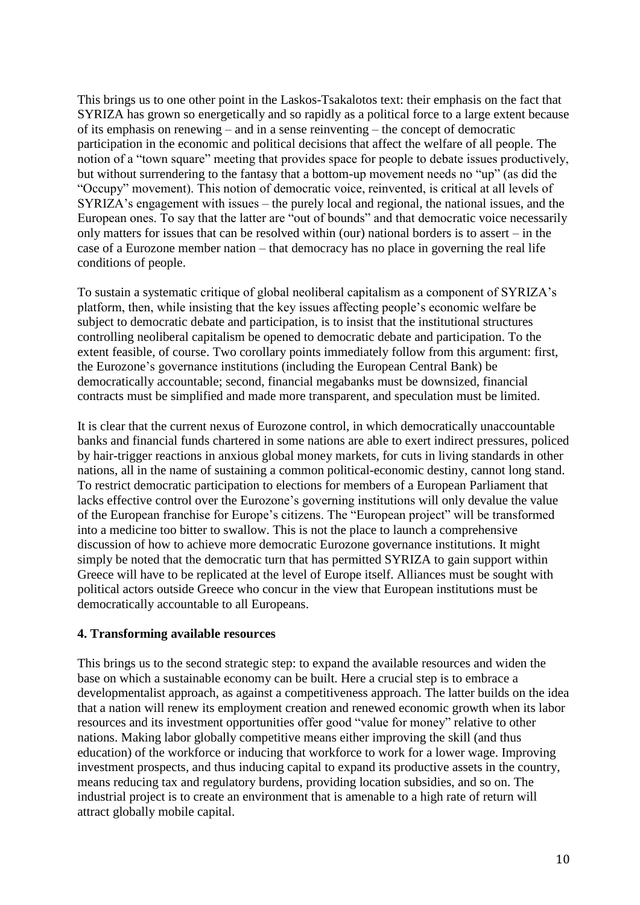This brings us to one other point in the Laskos-Tsakalotos text: their emphasis on the fact that SYRIZA has grown so energetically and so rapidly as a political force to a large extent because of its emphasis on renewing – and in a sense reinventing – the concept of democratic participation in the economic and political decisions that affect the welfare of all people. The notion of a "town square" meeting that provides space for people to debate issues productively, but without surrendering to the fantasy that a bottom-up movement needs no "up" (as did the "Occupy" movement). This notion of democratic voice, reinvented, is critical at all levels of SYRIZA's engagement with issues – the purely local and regional, the national issues, and the European ones. To say that the latter are "out of bounds" and that democratic voice necessarily only matters for issues that can be resolved within (our) national borders is to assert – in the case of a Eurozone member nation – that democracy has no place in governing the real life conditions of people.

To sustain a systematic critique of global neoliberal capitalism as a component of SYRIZA's platform, then, while insisting that the key issues affecting people's economic welfare be subject to democratic debate and participation, is to insist that the institutional structures controlling neoliberal capitalism be opened to democratic debate and participation. To the extent feasible, of course. Two corollary points immediately follow from this argument: first, the Eurozone's governance institutions (including the European Central Bank) be democratically accountable; second, financial megabanks must be downsized, financial contracts must be simplified and made more transparent, and speculation must be limited.

It is clear that the current nexus of Eurozone control, in which democratically unaccountable banks and financial funds chartered in some nations are able to exert indirect pressures, policed by hair-trigger reactions in anxious global money markets, for cuts in living standards in other nations, all in the name of sustaining a common political-economic destiny, cannot long stand. To restrict democratic participation to elections for members of a European Parliament that lacks effective control over the Eurozone's governing institutions will only devalue the value of the European franchise for Europe's citizens. The "European project" will be transformed into a medicine too bitter to swallow. This is not the place to launch a comprehensive discussion of how to achieve more democratic Eurozone governance institutions. It might simply be noted that the democratic turn that has permitted SYRIZA to gain support within Greece will have to be replicated at the level of Europe itself. Alliances must be sought with political actors outside Greece who concur in the view that European institutions must be democratically accountable to all Europeans.

**4. Transforming available resources**

This brings us to the second strategic step: to expand the available resources and widen the base on which a sustainable economy can be built. Here a crucial step is to embrace a developmentalist approach, as against a competitiveness approach. The latter builds on the idea that a nation will renew its employment creation and renewed economic growth when its labor resources and its investment opportunities offer good "value for money" relative to other nations. Making labor globally competitive means either improving the skill (and thus education) of the workforce or inducing that workforce to work for a lower wage. Improving investment prospects, and thus inducing capital to expand its productive assets in the country, means reducing tax and regulatory burdens, providing location subsidies, and so on. The industrial project is to create an environment that is amenable to a high rate of return will attract globally mobile capital.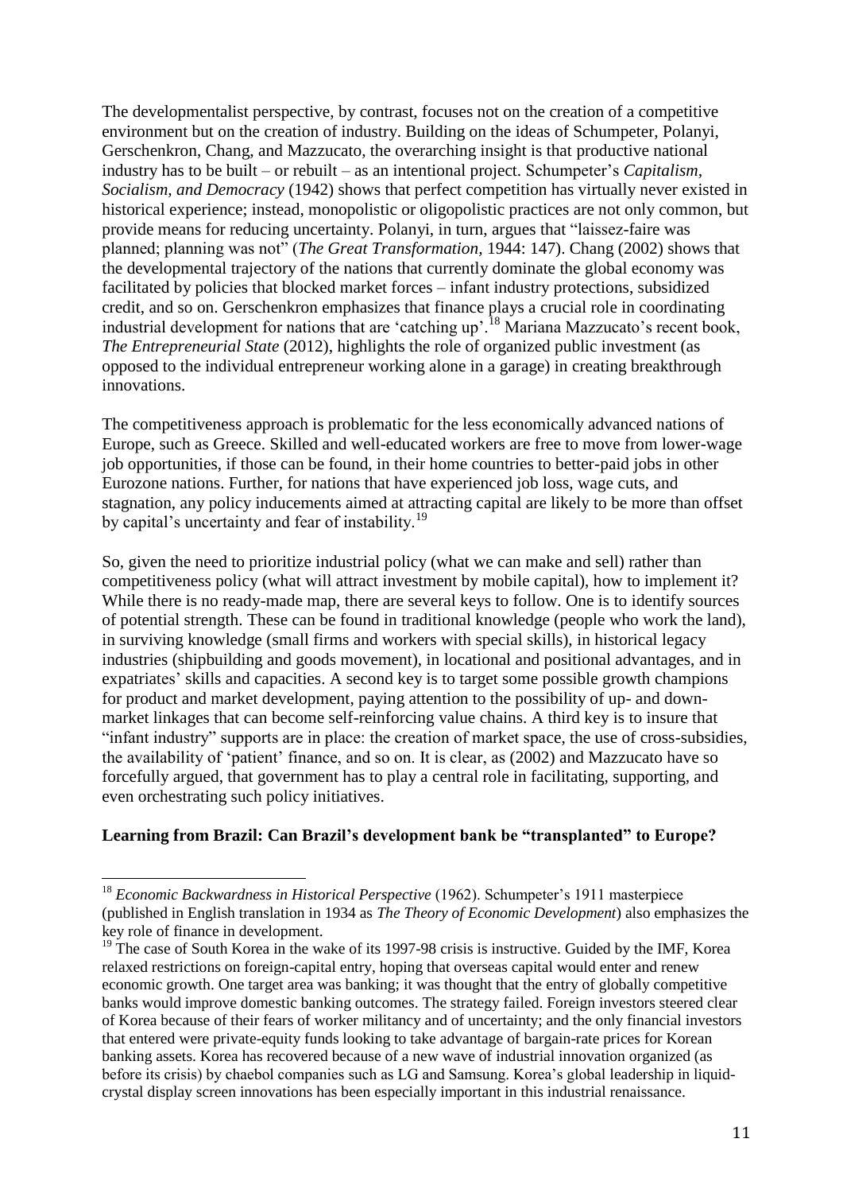The developmentalist perspective, by contrast, focuses not on the creation of a competitive environment but on the creation of industry. Building on the ideas of Schumpeter, Polanyi, Gerschenkron, Chang, and Mazzucato, the overarching insight is that productive national industry has to be built – or rebuilt – as an intentional project. Schumpeter's *Capitalism, Socialism, and Democracy* (1942) shows that perfect competition has virtually never existed in historical experience; instead, monopolistic or oligopolistic practices are not only common, but provide means for reducing uncertainty. Polanyi, in turn, argues that "laissez-faire was planned; planning was not" (*The Great Transformation,* 1944: 147). Chang (2002) shows that the developmental trajectory of the nations that currently dominate the global economy was facilitated by policies that blocked market forces – infant industry protections, subsidized credit, and so on. Gerschenkron emphasizes that finance plays a crucial role in coordinating industrial development for nations that are 'catching up'.[18] Mariana Mazzucato's recent book, *The Entrepreneurial State* (2012), highlights the role of organized public investment (as opposed to the individual entrepreneur working alone in a garage) in creating breakthrough innovations.

The competitiveness approach is problematic for the less economically advanced nations of Europe, such as Greece. Skilled and well-educated workers are free to move from lower-wage job opportunities, if those can be found, in their home countries to better-paid jobs in other Eurozone nations. Further, for nations that have experienced job loss, wage cuts, and stagnation, any policy inducements aimed at attracting capital are likely to be more than offset by capital's uncertainty and fear of instability.[19]

So, given the need to prioritize industrial policy (what we can make and sell) rather than competitiveness policy (what will attract investment by mobile capital), how to implement it? While there is no ready-made map, there are several keys to follow. One is to identify sources of potential strength. These can be found in traditional knowledge (people who work the land), in surviving knowledge (small firms and workers with special skills), in historical legacy industries (shipbuilding and goods movement), in locational and positional advantages, and in expatriates' skills and capacities. A second key is to target some possible growth champions for product and market development, paying attention to the possibility of up- and down-market linkages that can become self-reinforcing value chains. A third key is to insure that "infant industry" supports are in place: the creation of market space, the use of cross-subsidies, the availability of 'patient' finance, and so on. It is clear, as (2002) and Mazzucato have so forcefully argued, that government has to play a central role in facilitating, supporting, and even orchestrating such policy initiatives.

**Learning from Brazil: Can Brazil's development bank be "transplanted" to Europe?**

---

[18] *Economic Backwardness in Historical Perspective* (1962). Schumpeter's 1911 masterpiece (published in English translation in 1934 as *The Theory of Economic Development*) also emphasizes the key role of finance in development.

[19] The case of South Korea in the wake of its 1997-98 crisis is instructive. Guided by the IMF, Korea relaxed restrictions on foreign-capital entry, hoping that overseas capital would enter and renew economic growth. One target area was banking; it was thought that the entry of globally competitive banks would improve domestic banking outcomes. The strategy failed. Foreign investors steered clear of Korea because of their fears of worker militancy and of uncertainty; and the only financial investors that entered were private-equity funds looking to take advantage of bargain-rate prices for Korean banking assets. Korea has recovered because of a new wave of industrial innovation organized (as before its crisis) by chaebol companies such as LG and Samsung. Korea's global leadership in liquid-crystal display screen innovations has been especially important in this industrial renaissance.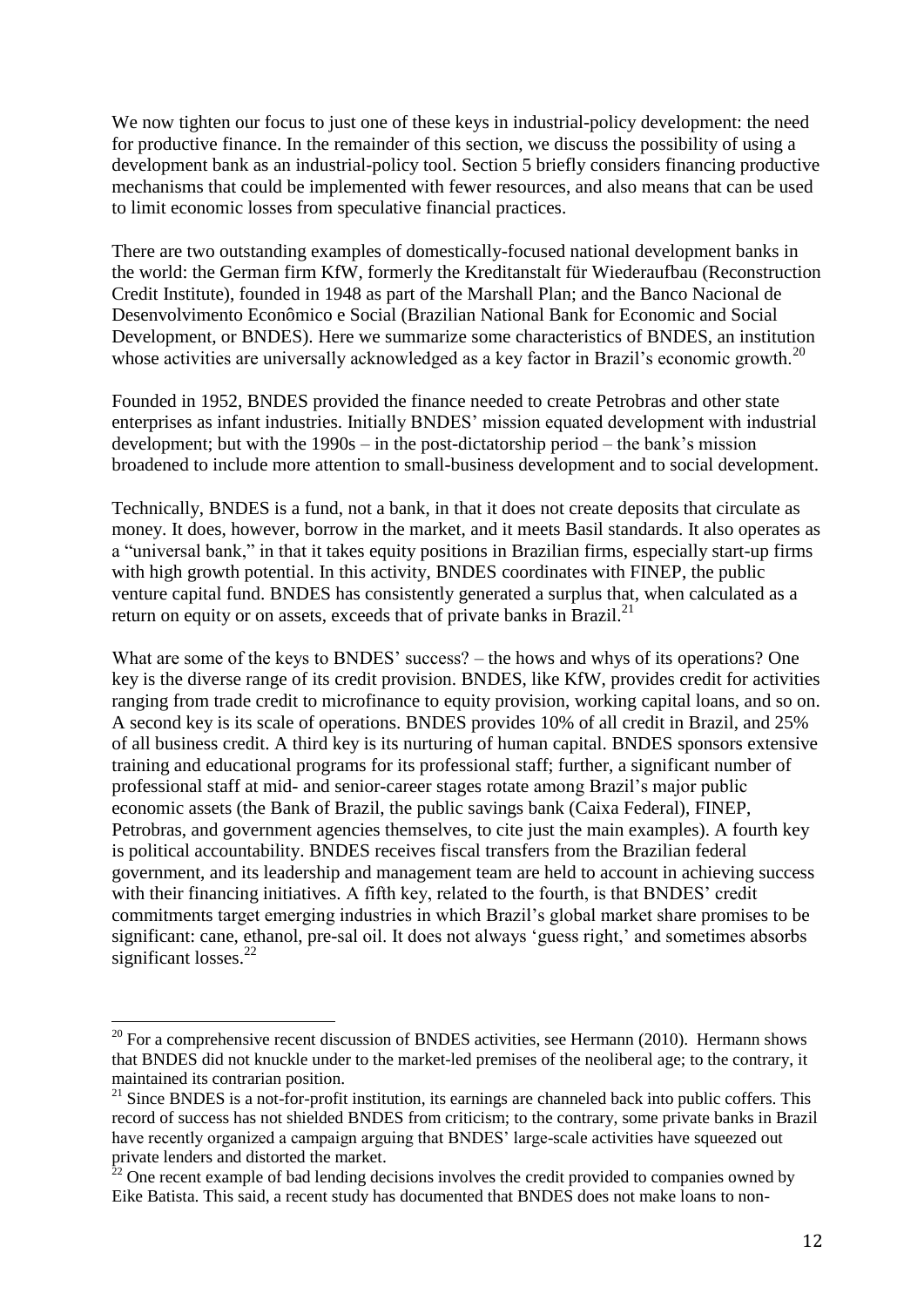We now tighten our focus to just one of these keys in industrial-policy development: the need for productive finance. In the remainder of this section, we discuss the possibility of using a development bank as an industrial-policy tool. Section 5 briefly considers financing productive mechanisms that could be implemented with fewer resources, and also means that can be used to limit economic losses from speculative financial practices.

There are two outstanding examples of domestically-focused national development banks in the world: the German firm KfW, formerly the Kreditanstalt für Wiederaufbau (Reconstruction Credit Institute), founded in 1948 as part of the Marshall Plan; and the Banco Nacional de Desenvolvimento Econômico e Social (Brazilian National Bank for Economic and Social Development, or BNDES). Here we summarize some characteristics of BNDES, an institution whose activities are universally acknowledged as a key factor in Brazil's economic growth.[20]

Founded in 1952, BNDES provided the finance needed to create Petrobras and other state enterprises as infant industries. Initially BNDES' mission equated development with industrial development; but with the 1990s – in the post-dictatorship period – the bank's mission broadened to include more attention to small-business development and to social development.

Technically, BNDES is a fund, not a bank, in that it does not create deposits that circulate as money. It does, however, borrow in the market, and it meets Basil standards. It also operates as a "universal bank," in that it takes equity positions in Brazilian firms, especially start-up firms with high growth potential. In this activity, BNDES coordinates with FINEP, the public venture capital fund. BNDES has consistently generated a surplus that, when calculated as a return on equity or on assets, exceeds that of private banks in Brazil.[21]

What are some of the keys to BNDES' success? – the hows and whys of its operations? One key is the diverse range of its credit provision. BNDES, like KfW, provides credit for activities ranging from trade credit to microfinance to equity provision, working capital loans, and so on. A second key is its scale of operations. BNDES provides 10% of all credit in Brazil, and 25% of all business credit. A third key is its nurturing of human capital. BNDES sponsors extensive training and educational programs for its professional staff; further, a significant number of professional staff at mid- and senior-career stages rotate among Brazil's major public economic assets (the Bank of Brazil, the public savings bank (Caixa Federal), FINEP, Petrobras, and government agencies themselves, to cite just the main examples). A fourth key is political accountability. BNDES receives fiscal transfers from the Brazilian federal government, and its leadership and management team are held to account in achieving success with their financing initiatives. A fifth key, related to the fourth, is that BNDES' credit commitments target emerging industries in which Brazil's global market share promises to be significant: cane, ethanol, pre-sal oil. It does not always 'guess right,' and sometimes absorbs significant losses.[22]

---

[20] For a comprehensive recent discussion of BNDES activities, see Hermann (2010). Hermann shows that BNDES did not knuckle under to the market-led premises of the neoliberal age; to the contrary, it maintained its contrarian position.

[21] Since BNDES is a not-for-profit institution, its earnings are channeled back into public coffers. This record of success has not shielded BNDES from criticism; to the contrary, some private banks in Brazil have recently organized a campaign arguing that BNDES' large-scale activities have squeezed out private lenders and distorted the market.

[22] One recent example of bad lending decisions involves the credit provided to companies owned by Eike Batista. This said, a recent study has documented that BNDES does not make loans to non-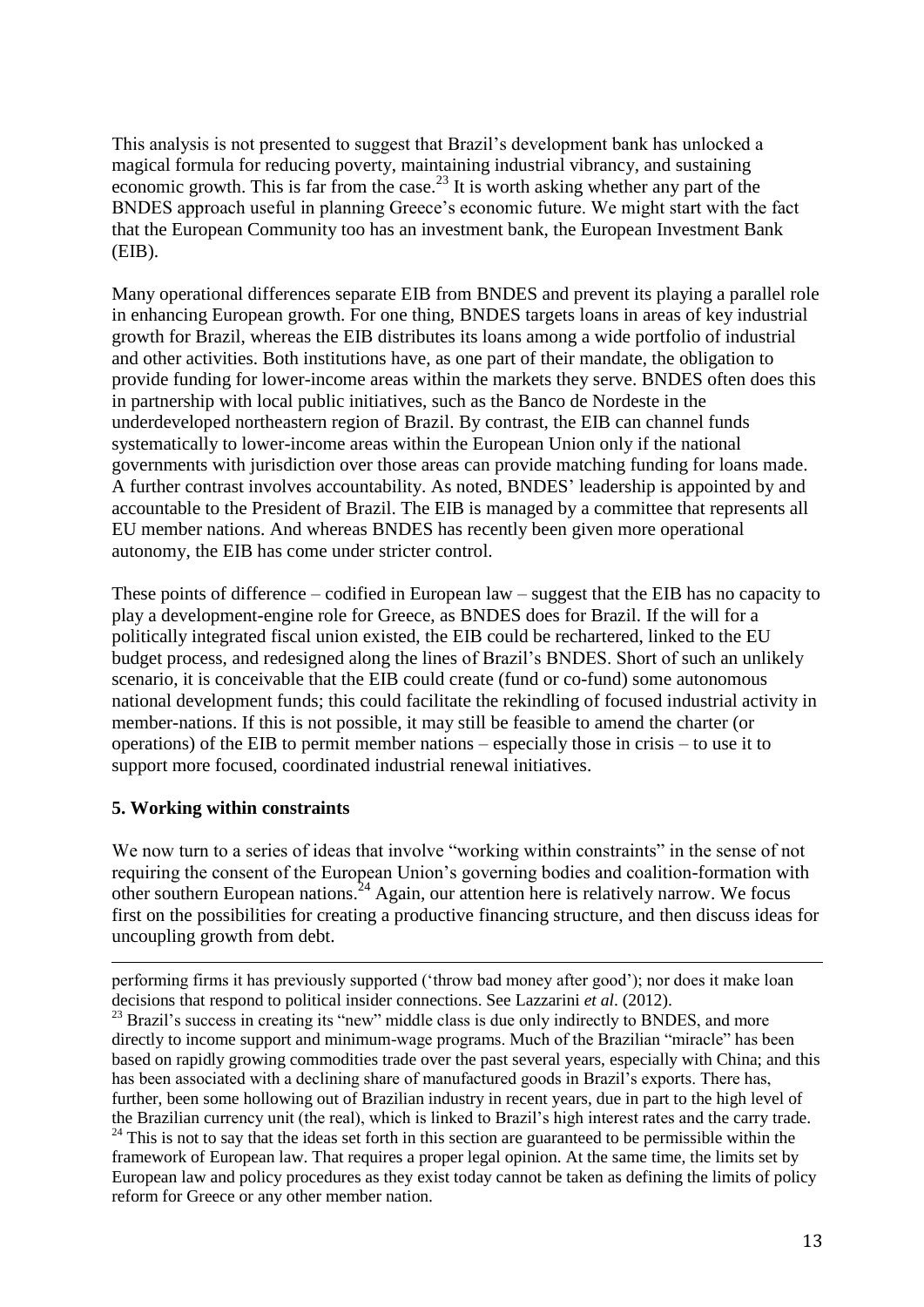This analysis is not presented to suggest that Brazil's development bank has unlocked a magical formula for reducing poverty, maintaining industrial vibrancy, and sustaining economic growth. This is far from the case.[23] It is worth asking whether any part of the BNDES approach useful in planning Greece's economic future. We might start with the fact that the European Community too has an investment bank, the European Investment Bank (EIB).

Many operational differences separate EIB from BNDES and prevent its playing a parallel role in enhancing European growth. For one thing, BNDES targets loans in areas of key industrial growth for Brazil, whereas the EIB distributes its loans among a wide portfolio of industrial and other activities. Both institutions have, as one part of their mandate, the obligation to provide funding for lower-income areas within the markets they serve. BNDES often does this in partnership with local public initiatives, such as the Banco de Nordeste in the underdeveloped northeastern region of Brazil. By contrast, the EIB can channel funds systematically to lower-income areas within the European Union only if the national governments with jurisdiction over those areas can provide matching funding for loans made. A further contrast involves accountability. As noted, BNDES' leadership is appointed by and accountable to the President of Brazil. The EIB is managed by a committee that represents all EU member nations. And whereas BNDES has recently been given more operational autonomy, the EIB has come under stricter control.

These points of difference – codified in European law – suggest that the EIB has no capacity to play a development-engine role for Greece, as BNDES does for Brazil. If the will for a politically integrated fiscal union existed, the EIB could be rechartered, linked to the EU budget process, and redesigned along the lines of Brazil's BNDES. Short of such an unlikely scenario, it is conceivable that the EIB could create (fund or co-fund) some autonomous national development funds; this could facilitate the rekindling of focused industrial activity in member-nations. If this is not possible, it may still be feasible to amend the charter (or operations) of the EIB to permit member nations – especially those in crisis – to use it to support more focused, coordinated industrial renewal initiatives.

## 5. Working within constraints

We now turn to a series of ideas that involve "working within constraints" in the sense of not requiring the consent of the European Union's governing bodies and coalition-formation with other southern European nations.[24] Again, our attention here is relatively narrow. We focus first on the possibilities for creating a productive financing structure, and then discuss ideas for uncoupling growth from debt.

---

performing firms it has previously supported ('throw bad money after good'); nor does it make loan decisions that respond to political insider connections. See Lazzarini *et al*. (2012).

[23] Brazil's success in creating its "new" middle class is due only indirectly to BNDES, and more directly to income support and minimum-wage programs. Much of the Brazilian "miracle" has been based on rapidly growing commodities trade over the past several years, especially with China; and this has been associated with a declining share of manufactured goods in Brazil's exports. There has, further, been some hollowing out of Brazilian industry in recent years, due in part to the high level of the Brazilian currency unit (the real), which is linked to Brazil's high interest rates and the carry trade.

[24] This is not to say that the ideas set forth in this section are guaranteed to be permissible within the framework of European law. That requires a proper legal opinion. At the same time, the limits set by European law and policy procedures as they exist today cannot be taken as defining the limits of policy reform for Greece or any other member nation.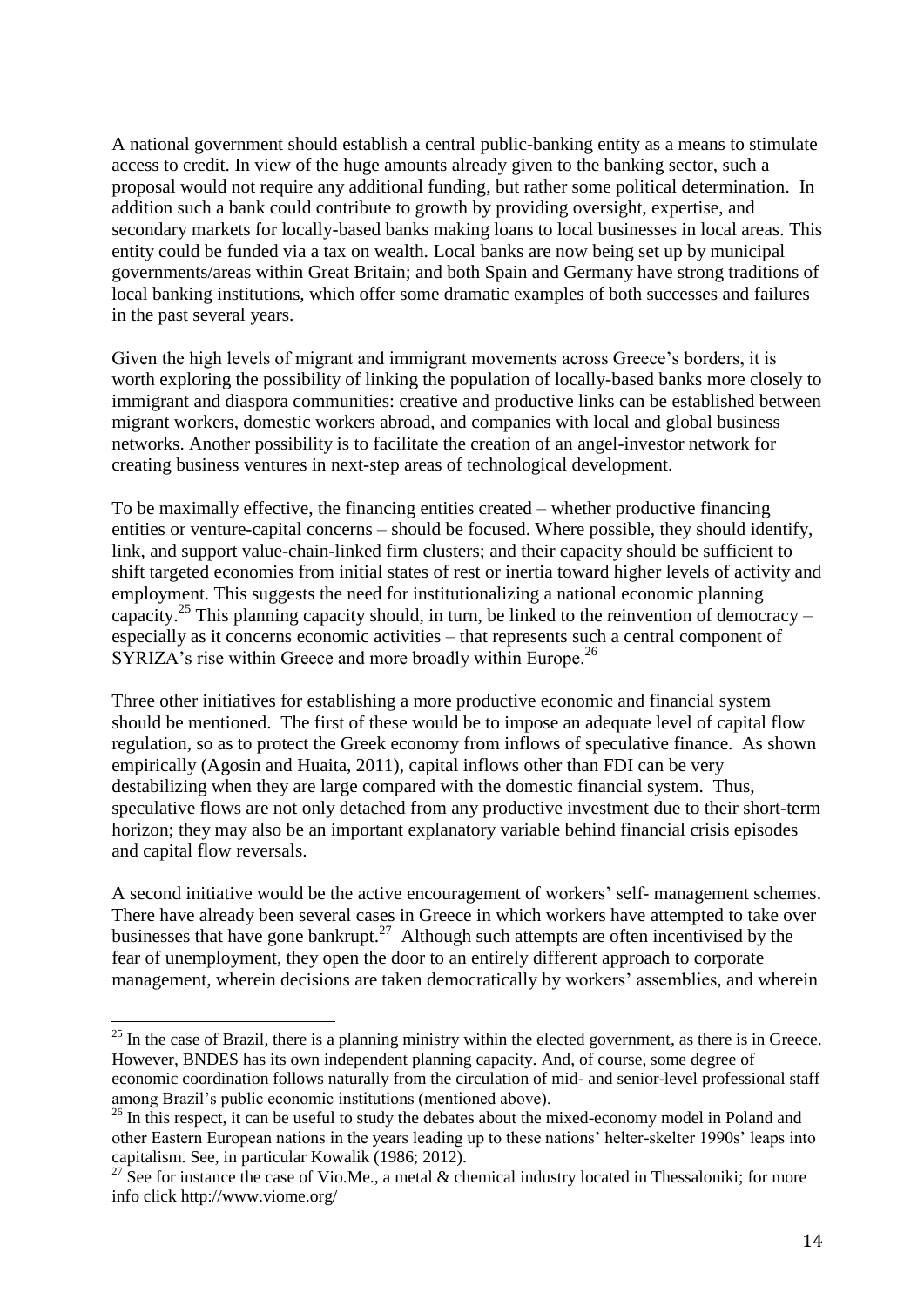A national government should establish a central public-banking entity as a means to stimulate access to credit. In view of the huge amounts already given to the banking sector, such a proposal would not require any additional funding, but rather some political determination. In addition such a bank could contribute to growth by providing oversight, expertise, and secondary markets for locally-based banks making loans to local businesses in local areas. This entity could be funded via a tax on wealth. Local banks are now being set up by municipal governments/areas within Great Britain; and both Spain and Germany have strong traditions of local banking institutions, which offer some dramatic examples of both successes and failures in the past several years.

Given the high levels of migrant and immigrant movements across Greece's borders, it is worth exploring the possibility of linking the population of locally-based banks more closely to immigrant and diaspora communities: creative and productive links can be established between migrant workers, domestic workers abroad, and companies with local and global business networks. Another possibility is to facilitate the creation of an angel-investor network for creating business ventures in next-step areas of technological development.

To be maximally effective, the financing entities created – whether productive financing entities or venture-capital concerns – should be focused. Where possible, they should identify, link, and support value-chain-linked firm clusters; and their capacity should be sufficient to shift targeted economies from initial states of rest or inertia toward higher levels of activity and employment. This suggests the need for institutionalizing a national economic planning capacity.[25] This planning capacity should, in turn, be linked to the reinvention of democracy – especially as it concerns economic activities – that represents such a central component of SYRIZA's rise within Greece and more broadly within Europe.[26]

Three other initiatives for establishing a more productive economic and financial system should be mentioned. The first of these would be to impose an adequate level of capital flow regulation, so as to protect the Greek economy from inflows of speculative finance. As shown empirically (Agosin and Huaita, 2011), capital inflows other than FDI can be very destabilizing when they are large compared with the domestic financial system. Thus, speculative flows are not only detached from any productive investment due to their short-term horizon; they may also be an important explanatory variable behind financial crisis episodes and capital flow reversals.

A second initiative would be the active encouragement of workers' self- management schemes. There have already been several cases in Greece in which workers have attempted to take over businesses that have gone bankrupt.[27] Although such attempts are often incentivised by the fear of unemployment, they open the door to an entirely different approach to corporate management, wherein decisions are taken democratically by workers' assemblies, and wherein

---

[25] In the case of Brazil, there is a planning ministry within the elected government, as there is in Greece. However, BNDES has its own independent planning capacity. And, of course, some degree of economic coordination follows naturally from the circulation of mid- and senior-level professional staff among Brazil's public economic institutions (mentioned above).

[26] In this respect, it can be useful to study the debates about the mixed-economy model in Poland and other Eastern European nations in the years leading up to these nations' helter-skelter 1990s' leaps into capitalism. See, in particular Kowalik (1986; 2012).

[27] See for instance the case of Vio.Me., a metal & chemical industry located in Thessaloniki; for more info click http://www.viome.org/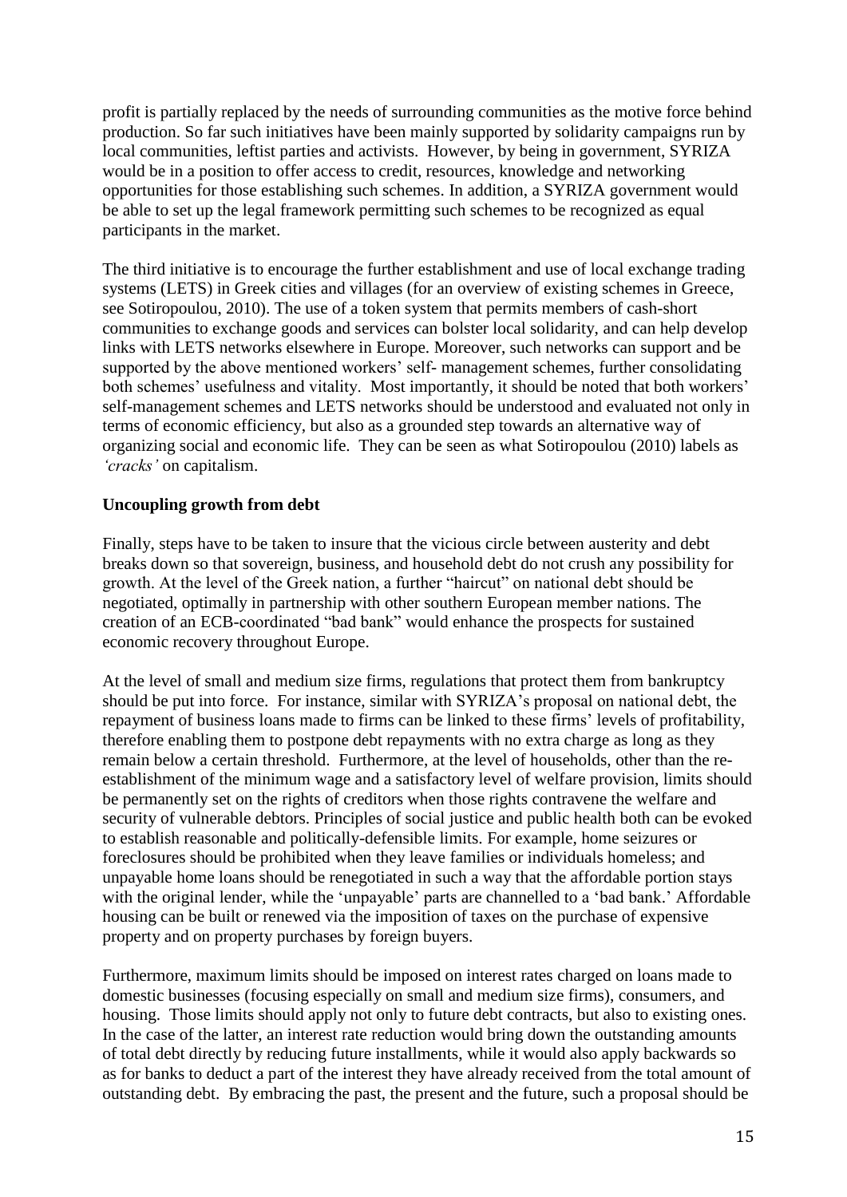profit is partially replaced by the needs of surrounding communities as the motive force behind production. So far such initiatives have been mainly supported by solidarity campaigns run by local communities, leftist parties and activists. However, by being in government, SYRIZA would be in a position to offer access to credit, resources, knowledge and networking opportunities for those establishing such schemes. In addition, a SYRIZA government would be able to set up the legal framework permitting such schemes to be recognized as equal participants in the market.

The third initiative is to encourage the further establishment and use of local exchange trading systems (LETS) in Greek cities and villages (for an overview of existing schemes in Greece, see Sotiropoulou, 2010). The use of a token system that permits members of cash-short communities to exchange goods and services can bolster local solidarity, and can help develop links with LETS networks elsewhere in Europe. Moreover, such networks can support and be supported by the above mentioned workers' self- management schemes, further consolidating both schemes' usefulness and vitality. Most importantly, it should be noted that both workers' self-management schemes and LETS networks should be understood and evaluated not only in terms of economic efficiency, but also as a grounded step towards an alternative way of organizing social and economic life. They can be seen as what Sotiropoulou (2010) labels as *'cracks'* on capitalism.

**Uncoupling growth from debt**

Finally, steps have to be taken to insure that the vicious circle between austerity and debt breaks down so that sovereign, business, and household debt do not crush any possibility for growth. At the level of the Greek nation, a further "haircut" on national debt should be negotiated, optimally in partnership with other southern European member nations. The creation of an ECB-coordinated "bad bank" would enhance the prospects for sustained economic recovery throughout Europe.

At the level of small and medium size firms, regulations that protect them from bankruptcy should be put into force. For instance, similar with SYRIZA's proposal on national debt, the repayment of business loans made to firms can be linked to these firms' levels of profitability, therefore enabling them to postpone debt repayments with no extra charge as long as they remain below a certain threshold. Furthermore, at the level of households, other than the re-establishment of the minimum wage and a satisfactory level of welfare provision, limits should be permanently set on the rights of creditors when those rights contravene the welfare and security of vulnerable debtors. Principles of social justice and public health both can be evoked to establish reasonable and politically-defensible limits. For example, home seizures or foreclosures should be prohibited when they leave families or individuals homeless; and unpayable home loans should be renegotiated in such a way that the affordable portion stays with the original lender, while the 'unpayable' parts are channelled to a 'bad bank.' Affordable housing can be built or renewed via the imposition of taxes on the purchase of expensive property and on property purchases by foreign buyers.

Furthermore, maximum limits should be imposed on interest rates charged on loans made to domestic businesses (focusing especially on small and medium size firms), consumers, and housing. Those limits should apply not only to future debt contracts, but also to existing ones. In the case of the latter, an interest rate reduction would bring down the outstanding amounts of total debt directly by reducing future installments, while it would also apply backwards so as for banks to deduct a part of the interest they have already received from the total amount of outstanding debt. By embracing the past, the present and the future, such a proposal should be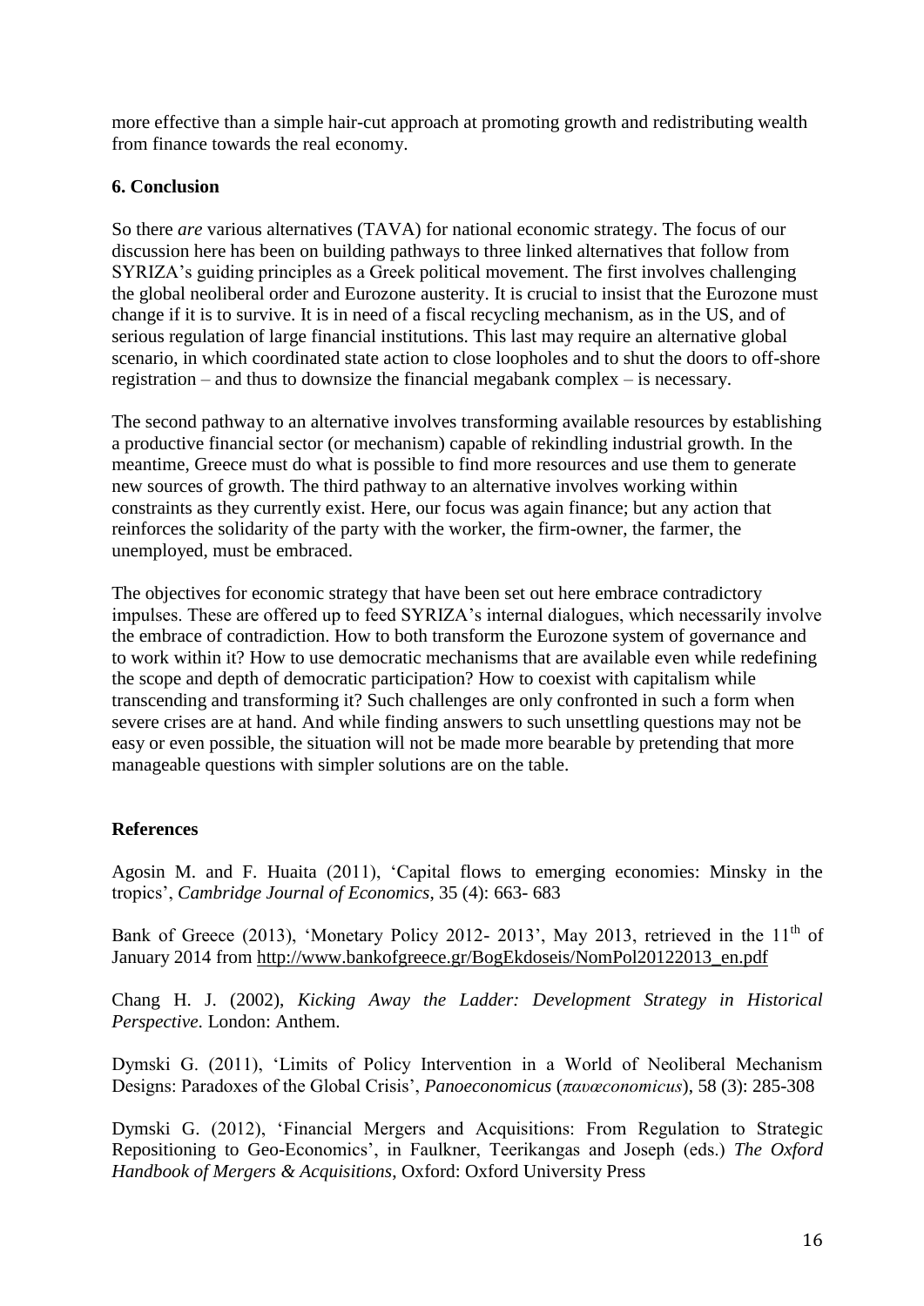more effective than a simple hair-cut approach at promoting growth and redistributing wealth from finance towards the real economy.

## 6. Conclusion

So there *are* various alternatives (TAVA) for national economic strategy. The focus of our discussion here has been on building pathways to three linked alternatives that follow from SYRIZA's guiding principles as a Greek political movement. The first involves challenging the global neoliberal order and Eurozone austerity. It is crucial to insist that the Eurozone must change if it is to survive. It is in need of a fiscal recycling mechanism, as in the US, and of serious regulation of large financial institutions. This last may require an alternative global scenario, in which coordinated state action to close loopholes and to shut the doors to off-shore registration – and thus to downsize the financial megabank complex – is necessary.

The second pathway to an alternative involves transforming available resources by establishing a productive financial sector (or mechanism) capable of rekindling industrial growth. In the meantime, Greece must do what is possible to find more resources and use them to generate new sources of growth. The third pathway to an alternative involves working within constraints as they currently exist. Here, our focus was again finance; but any action that reinforces the solidarity of the party with the worker, the firm-owner, the farmer, the unemployed, must be embraced.

The objectives for economic strategy that have been set out here embrace contradictory impulses. These are offered up to feed SYRIZA's internal dialogues, which necessarily involve the embrace of contradiction. How to both transform the Eurozone system of governance and to work within it? How to use democratic mechanisms that are available even while redefining the scope and depth of democratic participation? How to coexist with capitalism while transcending and transforming it? Such challenges are only confronted in such a form when severe crises are at hand. And while finding answers to such unsettling questions may not be easy or even possible, the situation will not be made more bearable by pretending that more manageable questions with simpler solutions are on the table.

## References

Agosin M. and F. Huaita (2011), 'Capital flows to emerging economies: Minsky in the tropics', *Cambridge Journal of Economics*, 35 (4): 663- 683

Bank of Greece (2013), 'Monetary Policy 2012- 2013', May 2013, retrieved in the 11th of January 2014 from http://www.bankofgreece.gr/BogEkdoseis/NomPol20122013_en.pdf

Chang H. J. (2002), *Kicking Away the Ladder: Development Strategy in Historical Perspective.* London: Anthem.

Dymski G. (2011), 'Limits of Policy Intervention in a World of Neoliberal Mechanism Designs: Paradoxes of the Global Crisis', *Panoeconomicus* (*πανœconomicus*), 58 (3): 285-308

Dymski G. (2012), 'Financial Mergers and Acquisitions: From Regulation to Strategic Repositioning to Geo-Economics', in Faulkner, Teerikangas and Joseph (eds.) *The Oxford Handbook of Mergers & Acquisitions*, Oxford: Oxford University Press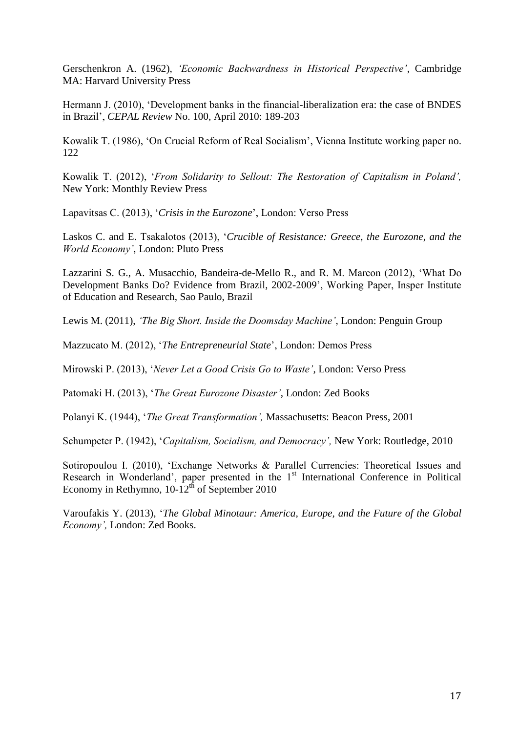Gerschenkron A. (1962), *'Economic Backwardness in Historical Perspective'*, Cambridge MA: Harvard University Press

Hermann J. (2010), 'Development banks in the financial-liberalization era: the case of BNDES in Brazil', *CEPAL Review* No. 100, April 2010: 189-203

Kowalik T. (1986), 'On Crucial Reform of Real Socialism', Vienna Institute working paper no. 122

Kowalik T. (2012), '*From Solidarity to Sellout: The Restoration of Capitalism in Poland',* New York: Monthly Review Press

Lapavitsas C. (2013), '*Crisis in the Eurozone*', London: Verso Press

Laskos C. and E. Tsakalotos (2013), '*Crucible of Resistance: Greece, the Eurozone, and the World Economy'*, London: Pluto Press

Lazzarini S. G., A. Musacchio, Bandeira-de-Mello R., and R. M. Marcon (2012), 'What Do Development Banks Do? Evidence from Brazil, 2002-2009', Working Paper, Insper Institute of Education and Research, Sao Paulo, Brazil

Lewis M. (2011), *'The Big Short. Inside the Doomsday Machine'*, London: Penguin Group

Mazzucato M. (2012), '*The Entrepreneurial State*', London: Demos Press

Mirowski P. (2013), '*Never Let a Good Crisis Go to Waste'*, London: Verso Press

Patomaki H. (2013), '*The Great Eurozone Disaster'*, London: Zed Books

Polanyi K. (1944), '*The Great Transformation',* Massachusetts: Beacon Press, 2001

Schumpeter P. (1942), '*Capitalism, Socialism, and Democracy',* New York: Routledge, 2010

Sotiropoulou I. (2010), 'Exchange Networks & Parallel Currencies: Theoretical Issues and Research in Wonderland', paper presented in the 1st International Conference in Political Economy in Rethymno, 10-12th of September 2010

Varoufakis Y. (2013), '*The Global Minotaur: America, Europe, and the Future of the Global Economy',* London: Zed Books.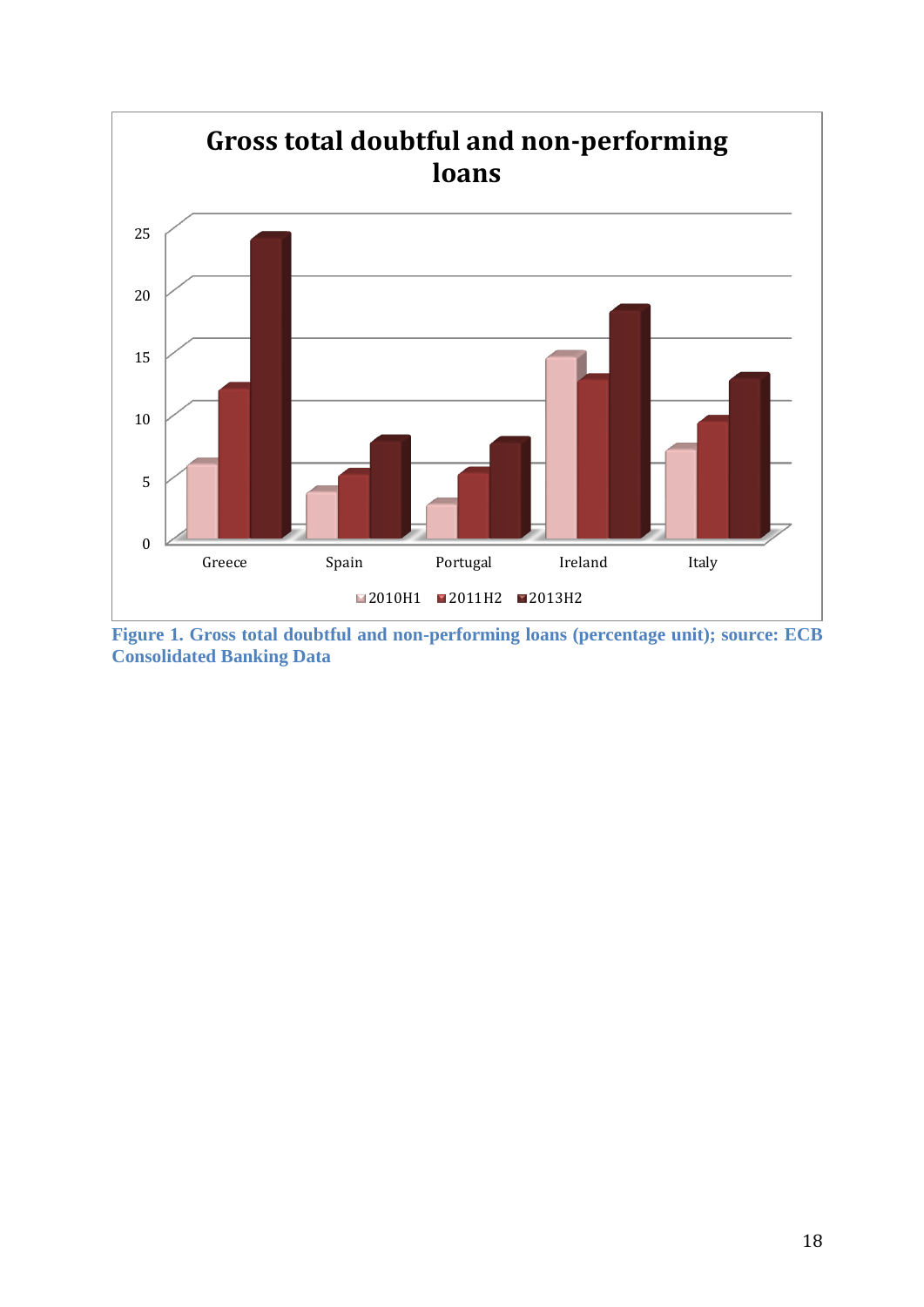Figure 1. Gross total doubtful and non-performing loans (percentage unit); source: ECB Consolidated Banking Data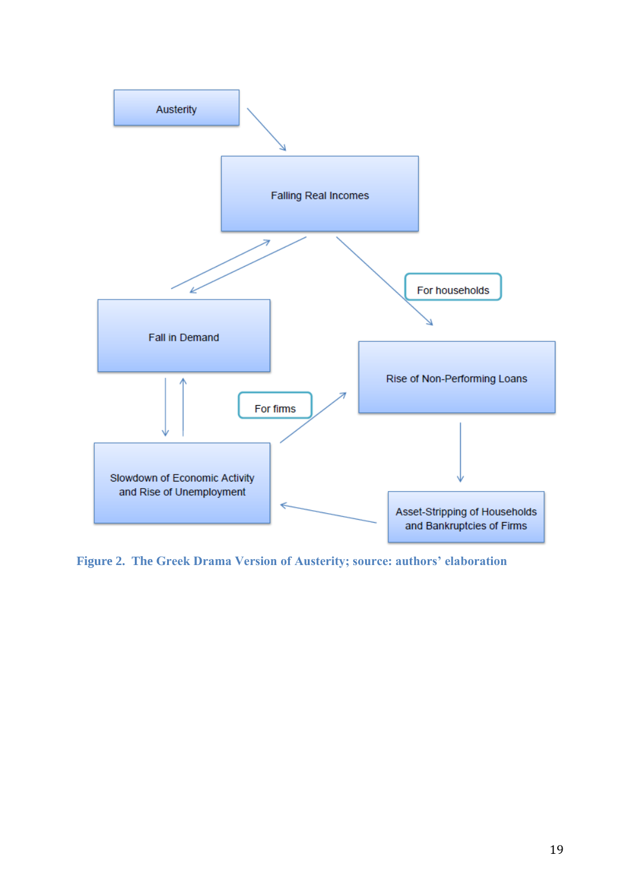Austerity

Falling Real Incomes

For households

Fall in Demand

Rise of Non-Performing Loans

For firms

Slowdown of Economic Activity and Rise of Unemployment

Asset-Stripping of Households and Bankruptcies of Firms

**Figure 2. The Greek Drama Version of Austerity; source: authors' elaboration**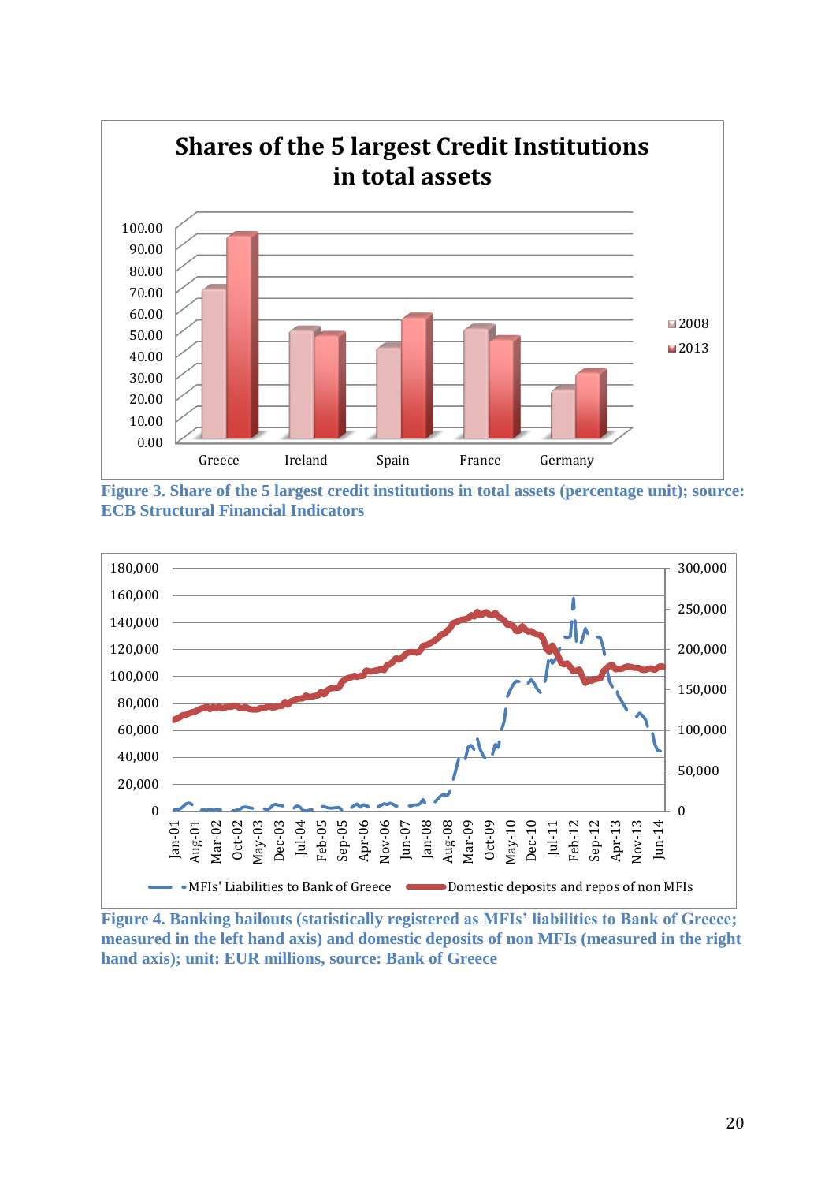Figure 3. Share of the 5 largest credit institutions in total assets (percentage unit); source: ECB Structural Financial Indicators

Figure 4. Banking bailouts (statistically registered as MFIs' liabilities to Bank of Greece; measured in the left hand axis) and domestic deposits of non MFIs (measured in the right hand axis); unit: EUR millions, source: Bank of Greece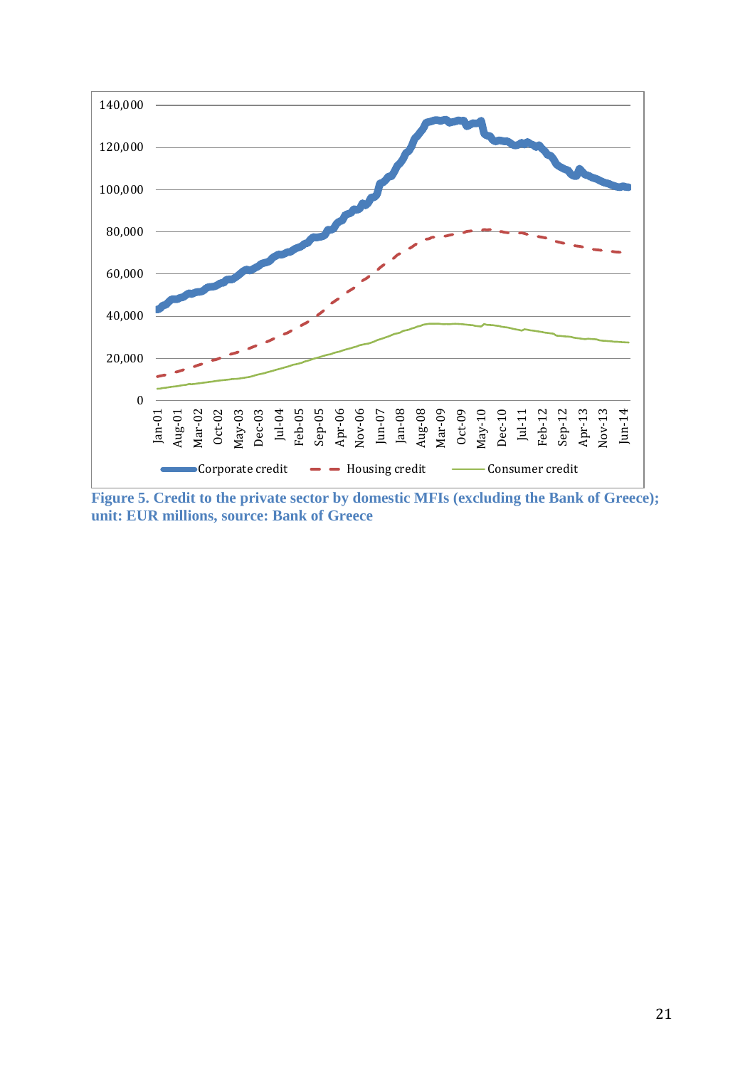140,000
120,000
100,000
80,000
60,000
40,000
20,000
0

Jan-01
Aug-01
Mar-02
Oct-02
May-03
Dec-03
Jul-04
Feb-05
Sep-05
Apr-06
Nov-06
Jun-07
Jan-08
Aug-08
Mar-09
Oct-09
May-10
Dec-10
Jul-11
Feb-12
Sep-12
Apr-13
Nov-13
Jun-14

Corporate credit
Housing credit
Consumer credit

**Figure 5. Credit to the private sector by domestic MFIs (excluding the Bank of Greece); unit: EUR millions, source: Bank of Greece**